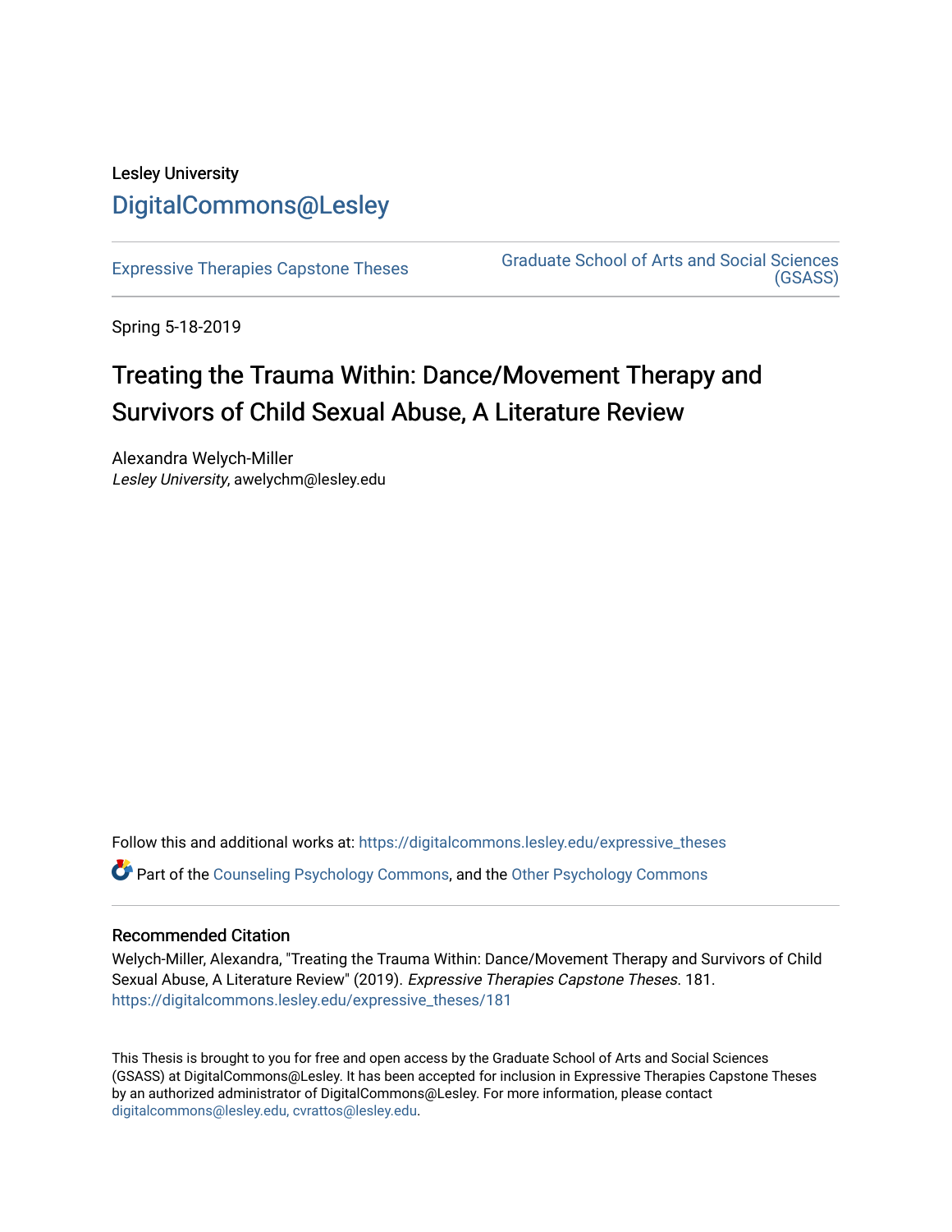Lesley University

DigitalCommons@Lesley

Expressive Therapies Capstone Theses

Graduate School of Arts and Social Sciences (GSASS)

Spring 5-18-2019

# Treating the Trauma Within: Dance/Movement Therapy and Survivors of Child Sexual Abuse, A Literature Review

Alexandra Welych-Miller
*Lesley University*, awelychm@lesley.edu

Follow this and additional works at: https://digitalcommons.lesley.edu/expressive_theses

Part of the Counseling Psychology Commons, and the Other Psychology Commons

### Recommended Citation

Welych-Miller, Alexandra, "Treating the Trauma Within: Dance/Movement Therapy and Survivors of Child Sexual Abuse, A Literature Review" (2019). *Expressive Therapies Capstone Theses.* 181.
https://digitalcommons.lesley.edu/expressive_theses/181

This Thesis is brought to you for free and open access by the Graduate School of Arts and Social Sciences (GSASS) at DigitalCommons@Lesley. It has been accepted for inclusion in Expressive Therapies Capstone Theses by an authorized administrator of DigitalCommons@Lesley. For more information, please contact digitalcommons@lesley.edu, cvrattos@lesley.edu.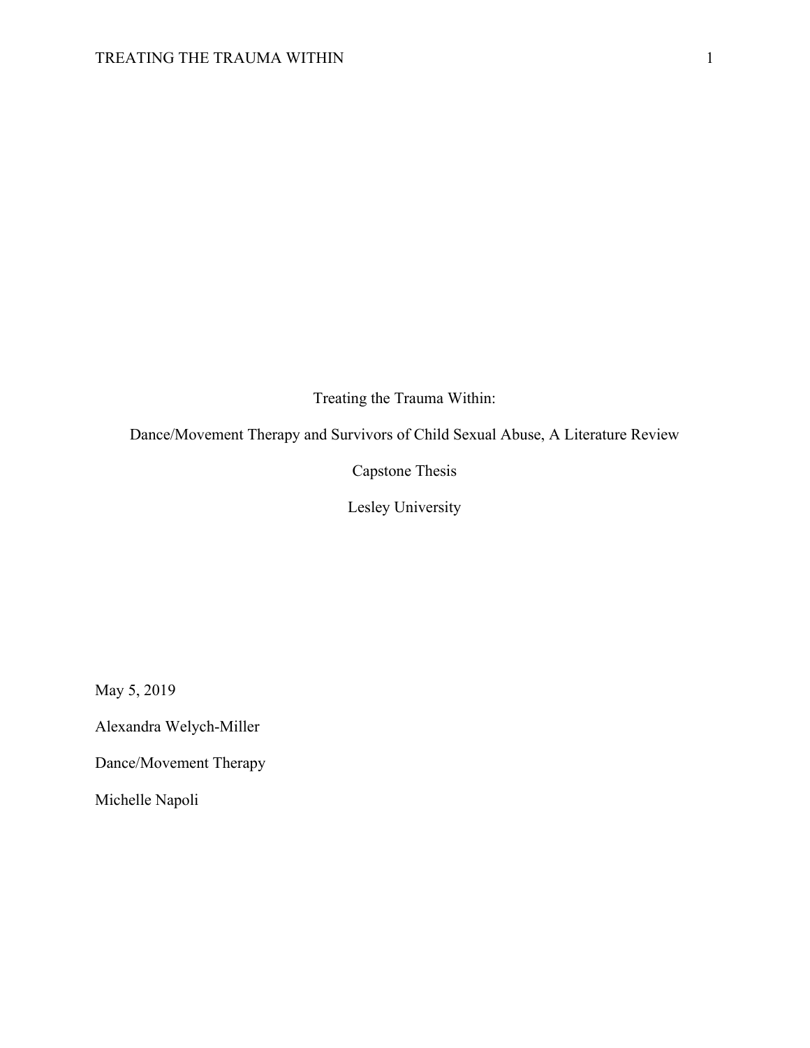Treating the Trauma Within:

Dance/Movement Therapy and Survivors of Child Sexual Abuse, A Literature Review

Capstone Thesis

Lesley University

May 5, 2019

Alexandra Welych-Miller

Dance/Movement Therapy

Michelle Napoli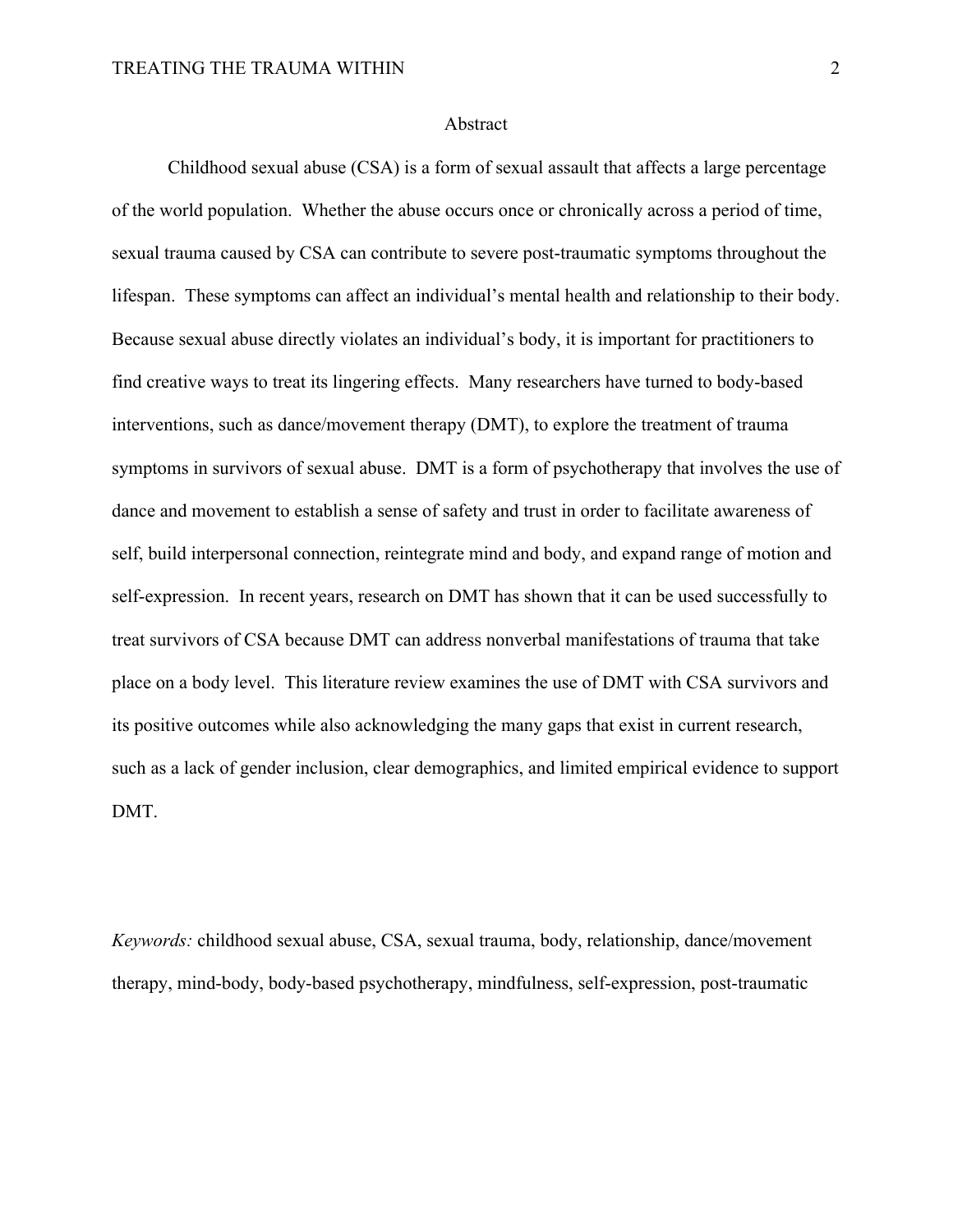## Abstract

Childhood sexual abuse (CSA) is a form of sexual assault that affects a large percentage of the world population. Whether the abuse occurs once or chronically across a period of time, sexual trauma caused by CSA can contribute to severe post-traumatic symptoms throughout the lifespan. These symptoms can affect an individual's mental health and relationship to their body. Because sexual abuse directly violates an individual's body, it is important for practitioners to find creative ways to treat its lingering effects. Many researchers have turned to body-based interventions, such as dance/movement therapy (DMT), to explore the treatment of trauma symptoms in survivors of sexual abuse. DMT is a form of psychotherapy that involves the use of dance and movement to establish a sense of safety and trust in order to facilitate awareness of self, build interpersonal connection, reintegrate mind and body, and expand range of motion and self-expression. In recent years, research on DMT has shown that it can be used successfully to treat survivors of CSA because DMT can address nonverbal manifestations of trauma that take place on a body level. This literature review examines the use of DMT with CSA survivors and its positive outcomes while also acknowledging the many gaps that exist in current research, such as a lack of gender inclusion, clear demographics, and limited empirical evidence to support DMT.

*Keywords:* childhood sexual abuse, CSA, sexual trauma, body, relationship, dance/movement therapy, mind-body, body-based psychotherapy, mindfulness, self-expression, post-traumatic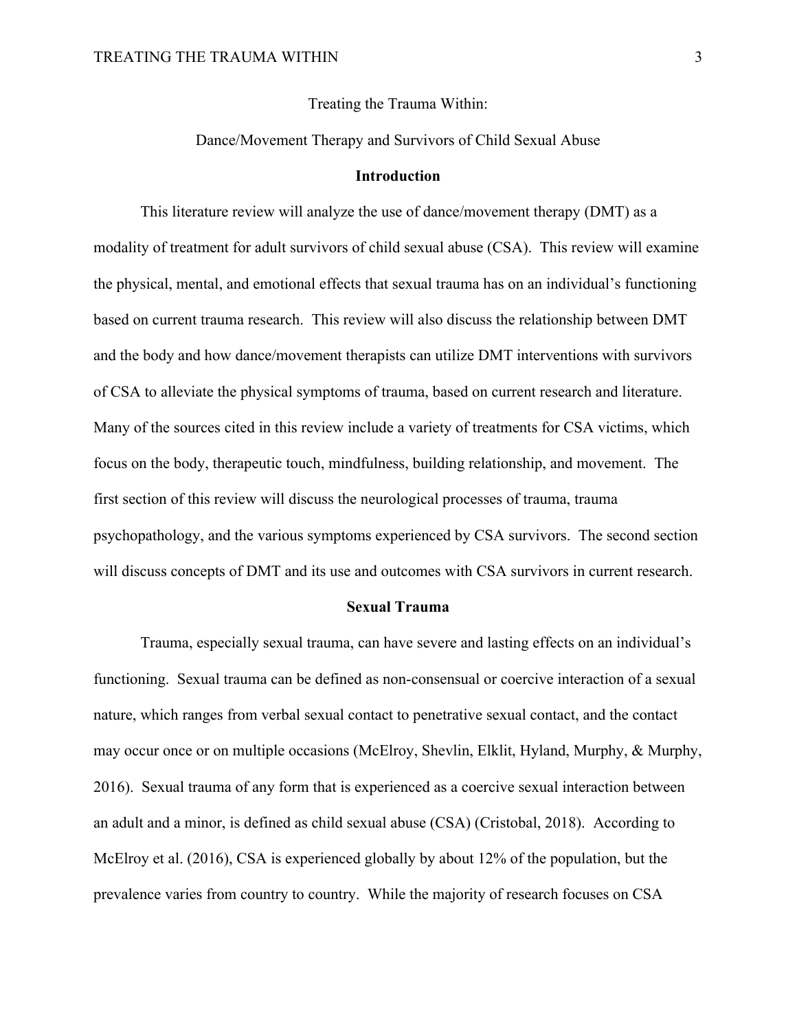Treating the Trauma Within:

Dance/Movement Therapy and Survivors of Child Sexual Abuse

## Introduction

This literature review will analyze the use of dance/movement therapy (DMT) as a modality of treatment for adult survivors of child sexual abuse (CSA). This review will examine the physical, mental, and emotional effects that sexual trauma has on an individual's functioning based on current trauma research. This review will also discuss the relationship between DMT and the body and how dance/movement therapists can utilize DMT interventions with survivors of CSA to alleviate the physical symptoms of trauma, based on current research and literature. Many of the sources cited in this review include a variety of treatments for CSA victims, which focus on the body, therapeutic touch, mindfulness, building relationship, and movement. The first section of this review will discuss the neurological processes of trauma, trauma psychopathology, and the various symptoms experienced by CSA survivors. The second section will discuss concepts of DMT and its use and outcomes with CSA survivors in current research.

## Sexual Trauma

Trauma, especially sexual trauma, can have severe and lasting effects on an individual's functioning. Sexual trauma can be defined as non-consensual or coercive interaction of a sexual nature, which ranges from verbal sexual contact to penetrative sexual contact, and the contact may occur once or on multiple occasions (McElroy, Shevlin, Elklit, Hyland, Murphy, & Murphy, 2016). Sexual trauma of any form that is experienced as a coercive sexual interaction between an adult and a minor, is defined as child sexual abuse (CSA) (Cristobal, 2018). According to McElroy et al. (2016), CSA is experienced globally by about 12% of the population, but the prevalence varies from country to country. While the majority of research focuses on CSA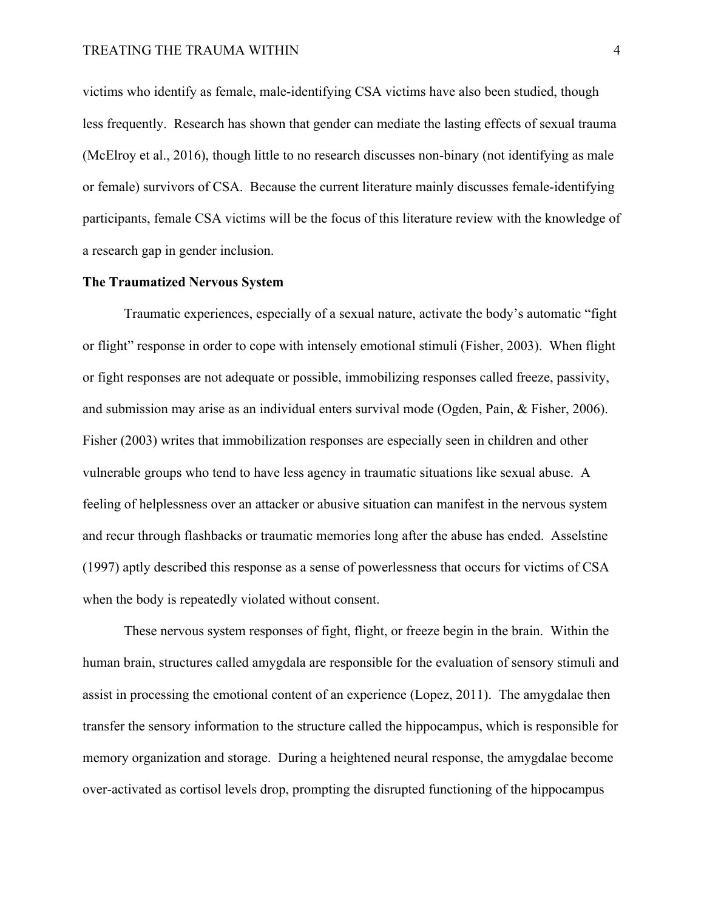victims who identify as female, male-identifying CSA victims have also been studied, though less frequently. Research has shown that gender can mediate the lasting effects of sexual trauma (McElroy et al., 2016), though little to no research discusses non-binary (not identifying as male or female) survivors of CSA. Because the current literature mainly discusses female-identifying participants, female CSA victims will be the focus of this literature review with the knowledge of a research gap in gender inclusion.

**The Traumatized Nervous System**

Traumatic experiences, especially of a sexual nature, activate the body's automatic "fight or flight" response in order to cope with intensely emotional stimuli (Fisher, 2003). When flight or fight responses are not adequate or possible, immobilizing responses called freeze, passivity, and submission may arise as an individual enters survival mode (Ogden, Pain, & Fisher, 2006). Fisher (2003) writes that immobilization responses are especially seen in children and other vulnerable groups who tend to have less agency in traumatic situations like sexual abuse. A feeling of helplessness over an attacker or abusive situation can manifest in the nervous system and recur through flashbacks or traumatic memories long after the abuse has ended. Asselstine (1997) aptly described this response as a sense of powerlessness that occurs for victims of CSA when the body is repeatedly violated without consent.

These nervous system responses of fight, flight, or freeze begin in the brain. Within the human brain, structures called amygdala are responsible for the evaluation of sensory stimuli and assist in processing the emotional content of an experience (Lopez, 2011). The amygdalae then transfer the sensory information to the structure called the hippocampus, which is responsible for memory organization and storage. During a heightened neural response, the amygdalae become over-activated as cortisol levels drop, prompting the disrupted functioning of the hippocampus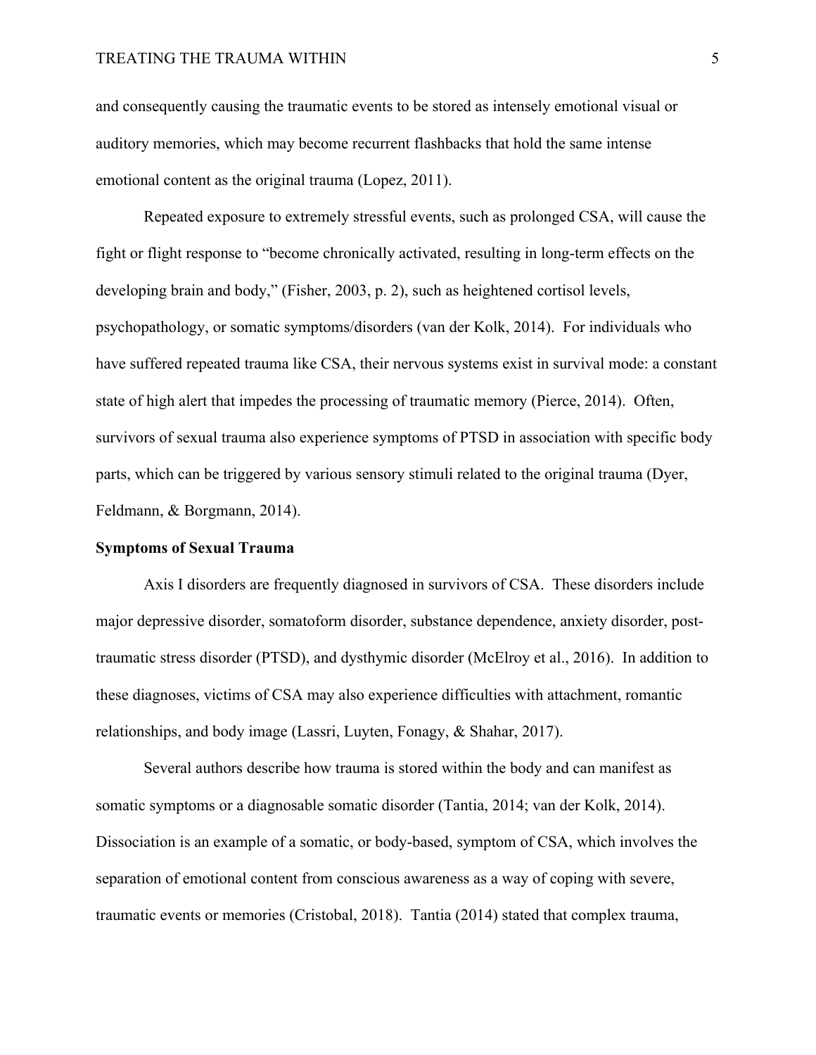and consequently causing the traumatic events to be stored as intensely emotional visual or auditory memories, which may become recurrent flashbacks that hold the same intense emotional content as the original trauma (Lopez, 2011).

Repeated exposure to extremely stressful events, such as prolonged CSA, will cause the fight or flight response to "become chronically activated, resulting in long-term effects on the developing brain and body," (Fisher, 2003, p. 2), such as heightened cortisol levels, psychopathology, or somatic symptoms/disorders (van der Kolk, 2014). For individuals who have suffered repeated trauma like CSA, their nervous systems exist in survival mode: a constant state of high alert that impedes the processing of traumatic memory (Pierce, 2014). Often, survivors of sexual trauma also experience symptoms of PTSD in association with specific body parts, which can be triggered by various sensory stimuli related to the original trauma (Dyer, Feldmann, & Borgmann, 2014).

**Symptoms of Sexual Trauma**

Axis I disorders are frequently diagnosed in survivors of CSA. These disorders include major depressive disorder, somatoform disorder, substance dependence, anxiety disorder, post-traumatic stress disorder (PTSD), and dysthymic disorder (McElroy et al., 2016). In addition to these diagnoses, victims of CSA may also experience difficulties with attachment, romantic relationships, and body image (Lassri, Luyten, Fonagy, & Shahar, 2017).

Several authors describe how trauma is stored within the body and can manifest as somatic symptoms or a diagnosable somatic disorder (Tantia, 2014; van der Kolk, 2014). Dissociation is an example of a somatic, or body-based, symptom of CSA, which involves the separation of emotional content from conscious awareness as a way of coping with severe, traumatic events or memories (Cristobal, 2018). Tantia (2014) stated that complex trauma,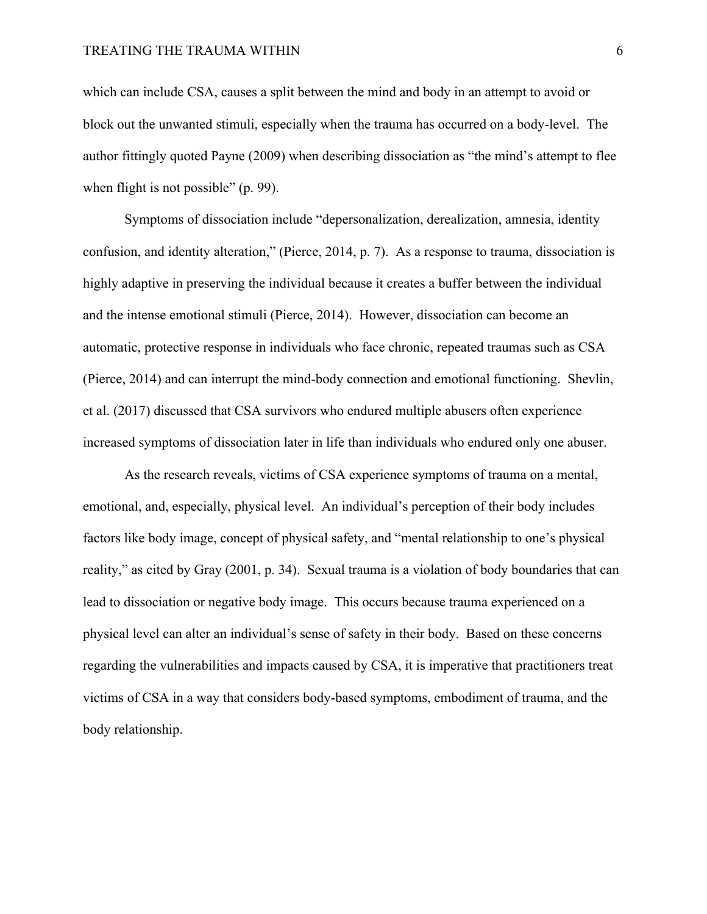which can include CSA, causes a split between the mind and body in an attempt to avoid or block out the unwanted stimuli, especially when the trauma has occurred on a body-level. The author fittingly quoted Payne (2009) when describing dissociation as "the mind's attempt to flee when flight is not possible" (p. 99).

Symptoms of dissociation include "depersonalization, derealization, amnesia, identity confusion, and identity alteration," (Pierce, 2014, p. 7). As a response to trauma, dissociation is highly adaptive in preserving the individual because it creates a buffer between the individual and the intense emotional stimuli (Pierce, 2014). However, dissociation can become an automatic, protective response in individuals who face chronic, repeated traumas such as CSA (Pierce, 2014) and can interrupt the mind-body connection and emotional functioning. Shevlin, et al. (2017) discussed that CSA survivors who endured multiple abusers often experience increased symptoms of dissociation later in life than individuals who endured only one abuser.

As the research reveals, victims of CSA experience symptoms of trauma on a mental, emotional, and, especially, physical level. An individual's perception of their body includes factors like body image, concept of physical safety, and "mental relationship to one's physical reality," as cited by Gray (2001, p. 34). Sexual trauma is a violation of body boundaries that can lead to dissociation or negative body image. This occurs because trauma experienced on a physical level can alter an individual's sense of safety in their body. Based on these concerns regarding the vulnerabilities and impacts caused by CSA, it is imperative that practitioners treat victims of CSA in a way that considers body-based symptoms, embodiment of trauma, and the body relationship.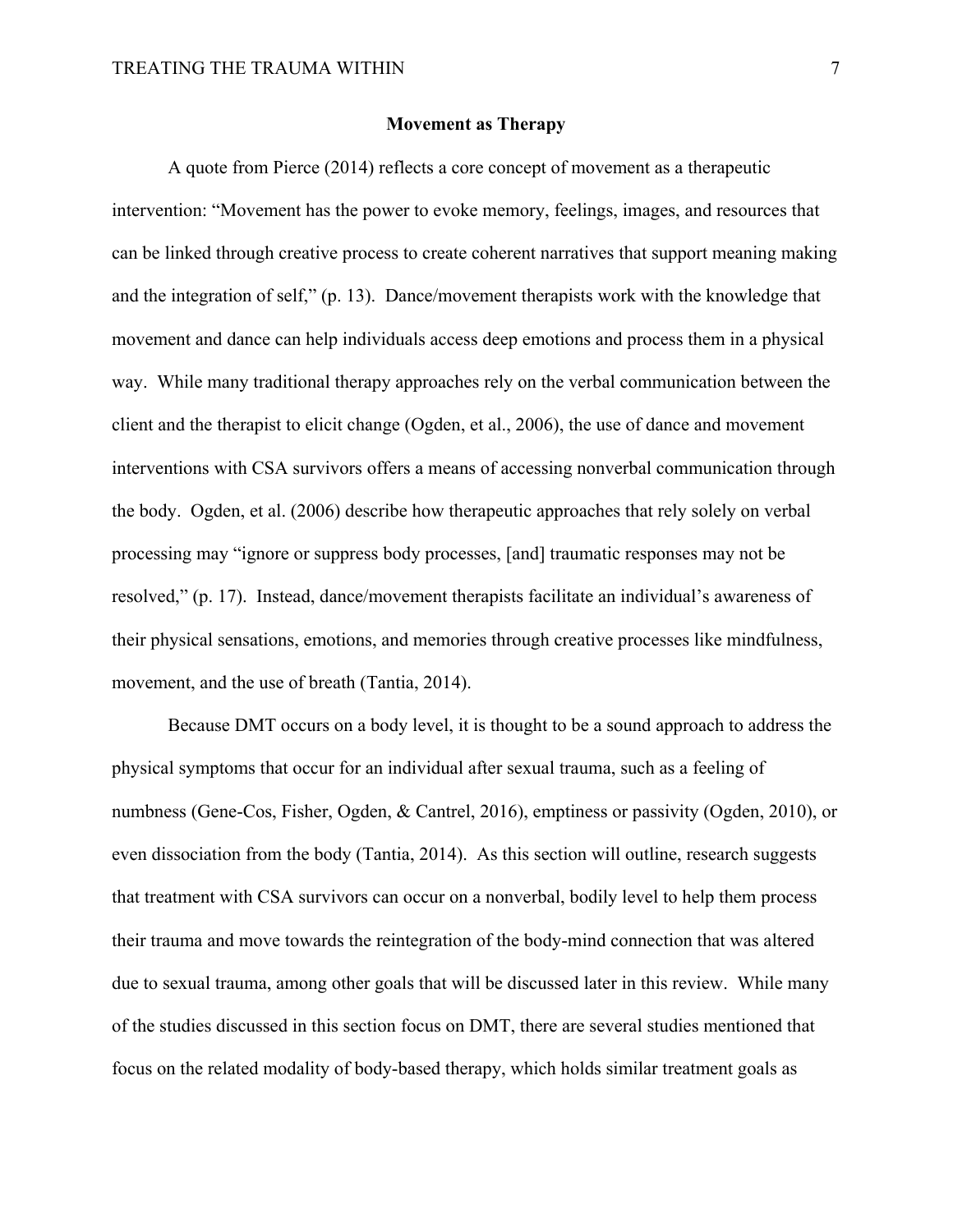## Movement as Therapy

A quote from Pierce (2014) reflects a core concept of movement as a therapeutic intervention: "Movement has the power to evoke memory, feelings, images, and resources that can be linked through creative process to create coherent narratives that support meaning making and the integration of self," (p. 13). Dance/movement therapists work with the knowledge that movement and dance can help individuals access deep emotions and process them in a physical way. While many traditional therapy approaches rely on the verbal communication between the client and the therapist to elicit change (Ogden, et al., 2006), the use of dance and movement interventions with CSA survivors offers a means of accessing nonverbal communication through the body. Ogden, et al. (2006) describe how therapeutic approaches that rely solely on verbal processing may "ignore or suppress body processes, [and] traumatic responses may not be resolved," (p. 17). Instead, dance/movement therapists facilitate an individual's awareness of their physical sensations, emotions, and memories through creative processes like mindfulness, movement, and the use of breath (Tantia, 2014).

Because DMT occurs on a body level, it is thought to be a sound approach to address the physical symptoms that occur for an individual after sexual trauma, such as a feeling of numbness (Gene-Cos, Fisher, Ogden, & Cantrel, 2016), emptiness or passivity (Ogden, 2010), or even dissociation from the body (Tantia, 2014). As this section will outline, research suggests that treatment with CSA survivors can occur on a nonverbal, bodily level to help them process their trauma and move towards the reintegration of the body-mind connection that was altered due to sexual trauma, among other goals that will be discussed later in this review. While many of the studies discussed in this section focus on DMT, there are several studies mentioned that focus on the related modality of body-based therapy, which holds similar treatment goals as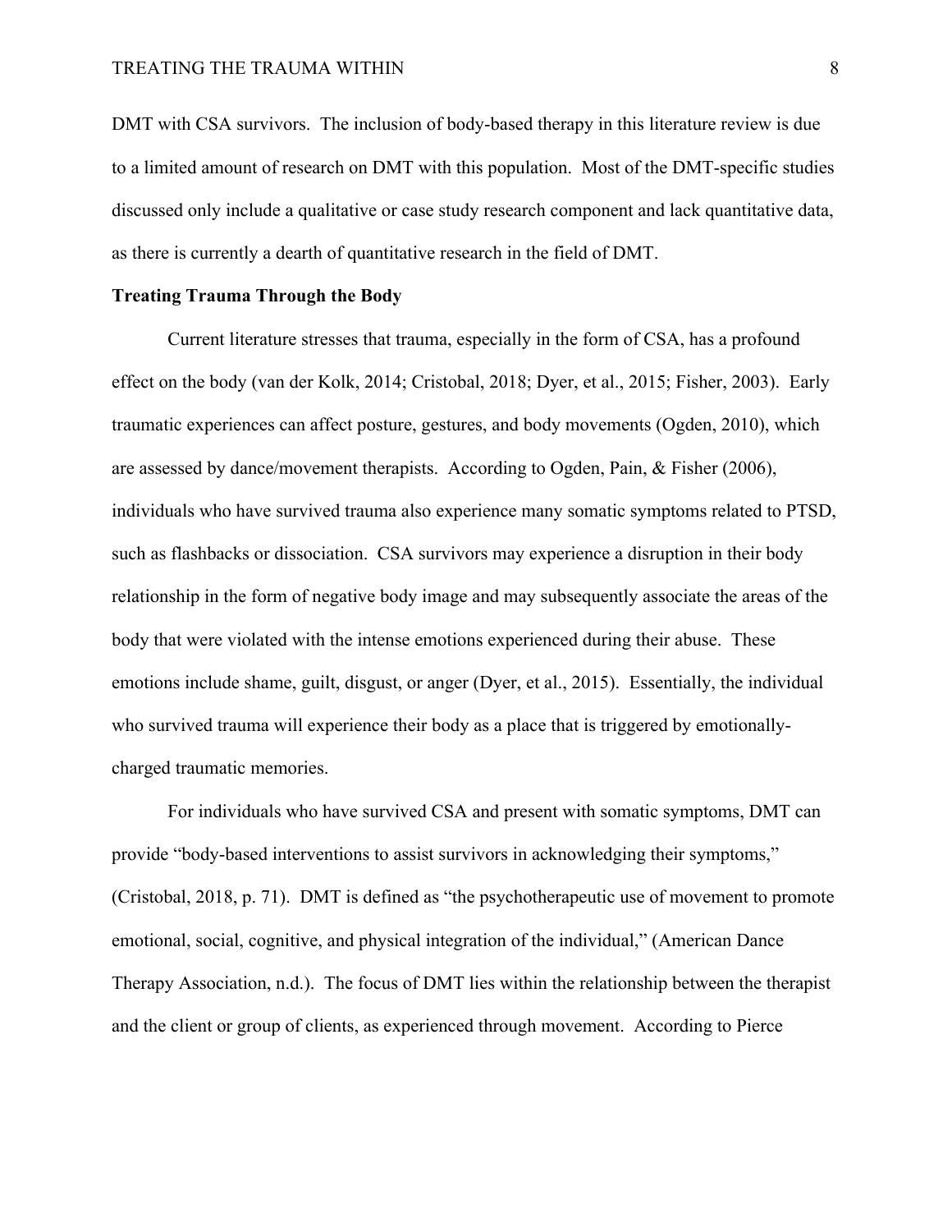DMT with CSA survivors. The inclusion of body-based therapy in this literature review is due to a limited amount of research on DMT with this population. Most of the DMT-specific studies discussed only include a qualitative or case study research component and lack quantitative data, as there is currently a dearth of quantitative research in the field of DMT.

**Treating Trauma Through the Body**

Current literature stresses that trauma, especially in the form of CSA, has a profound effect on the body (van der Kolk, 2014; Cristobal, 2018; Dyer, et al., 2015; Fisher, 2003). Early traumatic experiences can affect posture, gestures, and body movements (Ogden, 2010), which are assessed by dance/movement therapists. According to Ogden, Pain, & Fisher (2006), individuals who have survived trauma also experience many somatic symptoms related to PTSD, such as flashbacks or dissociation. CSA survivors may experience a disruption in their body relationship in the form of negative body image and may subsequently associate the areas of the body that were violated with the intense emotions experienced during their abuse. These emotions include shame, guilt, disgust, or anger (Dyer, et al., 2015). Essentially, the individual who survived trauma will experience their body as a place that is triggered by emotionally-charged traumatic memories.

For individuals who have survived CSA and present with somatic symptoms, DMT can provide "body-based interventions to assist survivors in acknowledging their symptoms," (Cristobal, 2018, p. 71). DMT is defined as "the psychotherapeutic use of movement to promote emotional, social, cognitive, and physical integration of the individual," (American Dance Therapy Association, n.d.). The focus of DMT lies within the relationship between the therapist and the client or group of clients, as experienced through movement. According to Pierce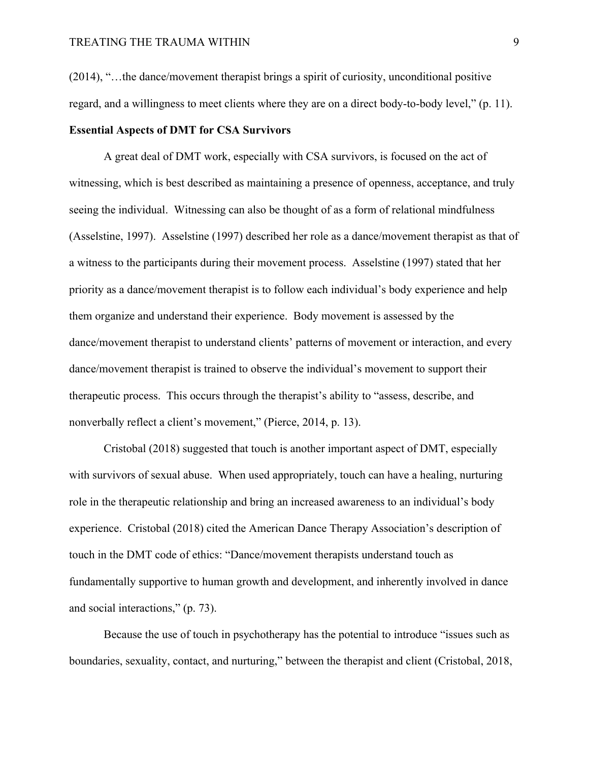(2014), "…the dance/movement therapist brings a spirit of curiosity, unconditional positive regard, and a willingness to meet clients where they are on a direct body-to-body level," (p. 11).

**Essential Aspects of DMT for CSA Survivors**

A great deal of DMT work, especially with CSA survivors, is focused on the act of witnessing, which is best described as maintaining a presence of openness, acceptance, and truly seeing the individual. Witnessing can also be thought of as a form of relational mindfulness (Asselstine, 1997). Asselstine (1997) described her role as a dance/movement therapist as that of a witness to the participants during their movement process. Asselstine (1997) stated that her priority as a dance/movement therapist is to follow each individual's body experience and help them organize and understand their experience. Body movement is assessed by the dance/movement therapist to understand clients' patterns of movement or interaction, and every dance/movement therapist is trained to observe the individual's movement to support their therapeutic process. This occurs through the therapist's ability to "assess, describe, and nonverbally reflect a client's movement," (Pierce, 2014, p. 13).

Cristobal (2018) suggested that touch is another important aspect of DMT, especially with survivors of sexual abuse. When used appropriately, touch can have a healing, nurturing role in the therapeutic relationship and bring an increased awareness to an individual's body experience. Cristobal (2018) cited the American Dance Therapy Association's description of touch in the DMT code of ethics: "Dance/movement therapists understand touch as fundamentally supportive to human growth and development, and inherently involved in dance and social interactions," (p. 73).

Because the use of touch in psychotherapy has the potential to introduce "issues such as boundaries, sexuality, contact, and nurturing," between the therapist and client (Cristobal, 2018,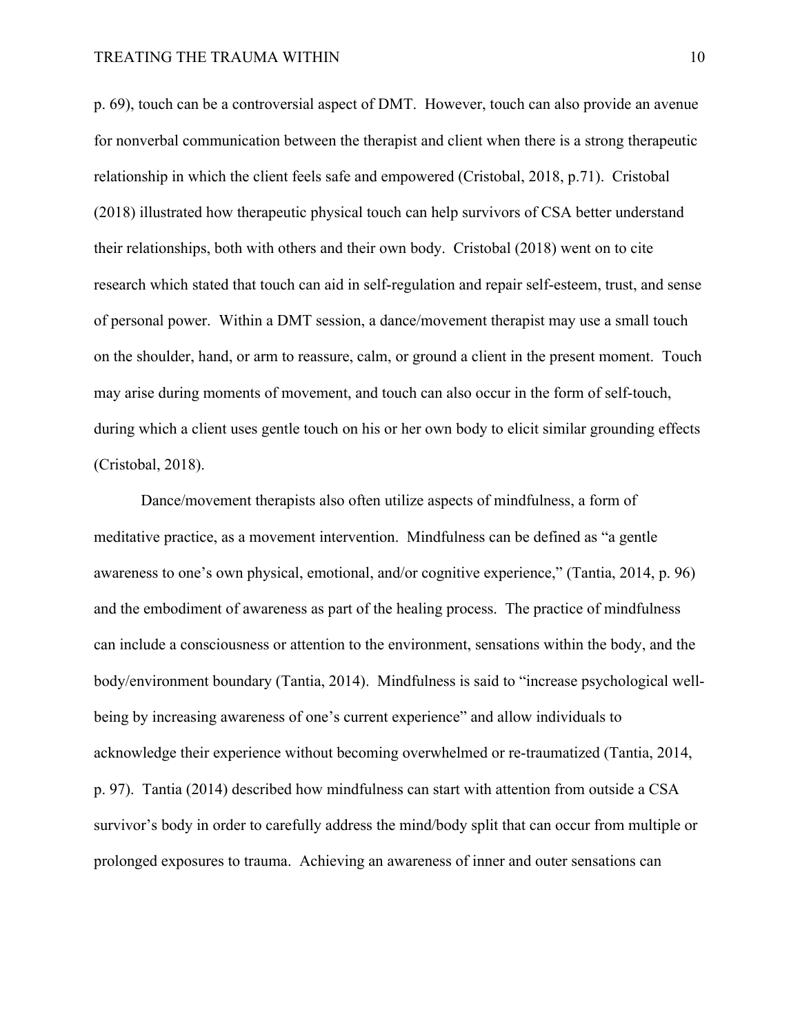p. 69), touch can be a controversial aspect of DMT. However, touch can also provide an avenue for nonverbal communication between the therapist and client when there is a strong therapeutic relationship in which the client feels safe and empowered (Cristobal, 2018, p.71). Cristobal (2018) illustrated how therapeutic physical touch can help survivors of CSA better understand their relationships, both with others and their own body. Cristobal (2018) went on to cite research which stated that touch can aid in self-regulation and repair self-esteem, trust, and sense of personal power. Within a DMT session, a dance/movement therapist may use a small touch on the shoulder, hand, or arm to reassure, calm, or ground a client in the present moment. Touch may arise during moments of movement, and touch can also occur in the form of self-touch, during which a client uses gentle touch on his or her own body to elicit similar grounding effects (Cristobal, 2018).

Dance/movement therapists also often utilize aspects of mindfulness, a form of meditative practice, as a movement intervention. Mindfulness can be defined as "a gentle awareness to one's own physical, emotional, and/or cognitive experience," (Tantia, 2014, p. 96) and the embodiment of awareness as part of the healing process. The practice of mindfulness can include a consciousness or attention to the environment, sensations within the body, and the body/environment boundary (Tantia, 2014). Mindfulness is said to "increase psychological well-being by increasing awareness of one's current experience" and allow individuals to acknowledge their experience without becoming overwhelmed or re-traumatized (Tantia, 2014, p. 97). Tantia (2014) described how mindfulness can start with attention from outside a CSA survivor's body in order to carefully address the mind/body split that can occur from multiple or prolonged exposures to trauma. Achieving an awareness of inner and outer sensations can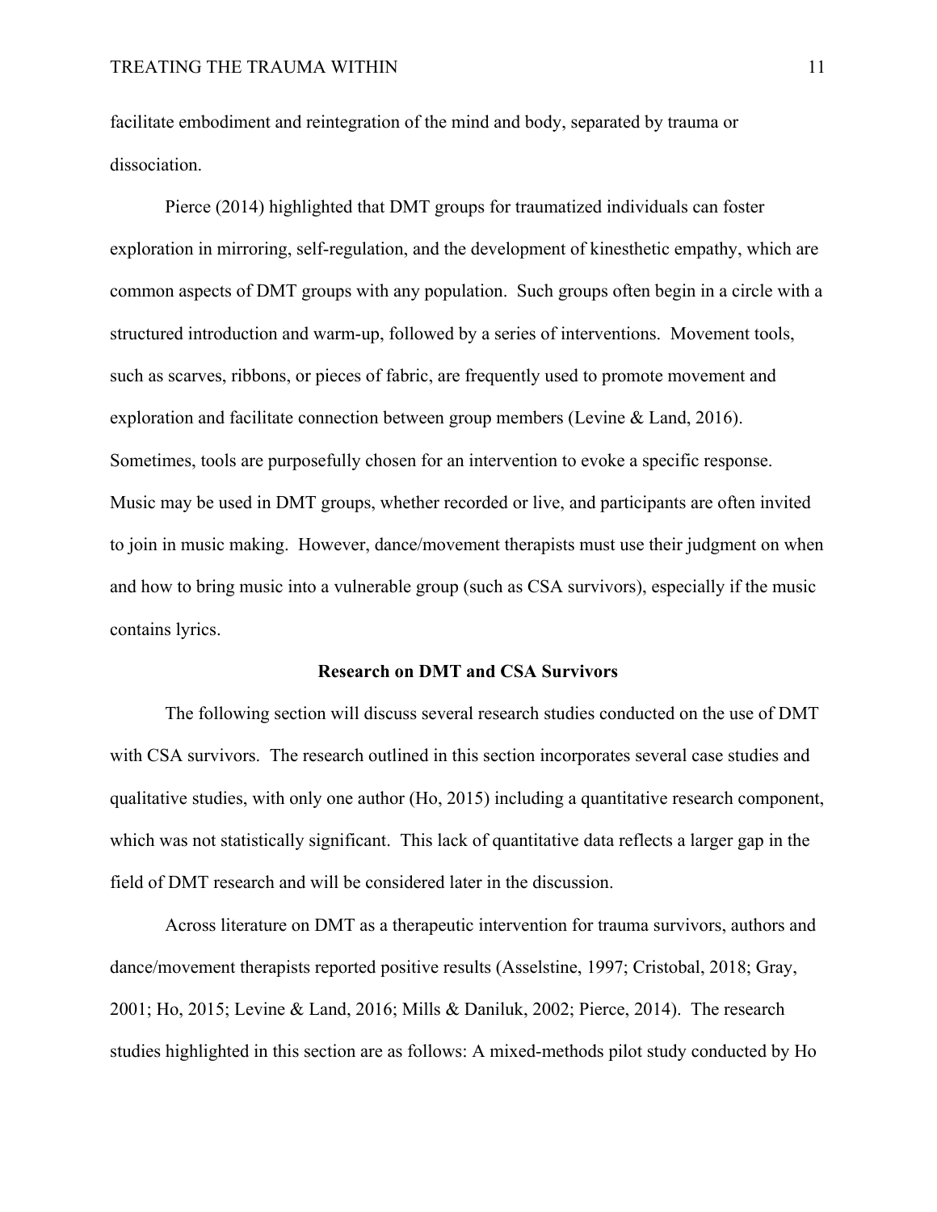facilitate embodiment and reintegration of the mind and body, separated by trauma or dissociation.

Pierce (2014) highlighted that DMT groups for traumatized individuals can foster exploration in mirroring, self-regulation, and the development of kinesthetic empathy, which are common aspects of DMT groups with any population. Such groups often begin in a circle with a structured introduction and warm-up, followed by a series of interventions. Movement tools, such as scarves, ribbons, or pieces of fabric, are frequently used to promote movement and exploration and facilitate connection between group members (Levine & Land, 2016). Sometimes, tools are purposefully chosen for an intervention to evoke a specific response. Music may be used in DMT groups, whether recorded or live, and participants are often invited to join in music making. However, dance/movement therapists must use their judgment on when and how to bring music into a vulnerable group (such as CSA survivors), especially if the music contains lyrics.

## Research on DMT and CSA Survivors

The following section will discuss several research studies conducted on the use of DMT with CSA survivors. The research outlined in this section incorporates several case studies and qualitative studies, with only one author (Ho, 2015) including a quantitative research component, which was not statistically significant. This lack of quantitative data reflects a larger gap in the field of DMT research and will be considered later in the discussion.

Across literature on DMT as a therapeutic intervention for trauma survivors, authors and dance/movement therapists reported positive results (Asselstine, 1997; Cristobal, 2018; Gray, 2001; Ho, 2015; Levine & Land, 2016; Mills & Daniluk, 2002; Pierce, 2014). The research studies highlighted in this section are as follows: A mixed-methods pilot study conducted by Ho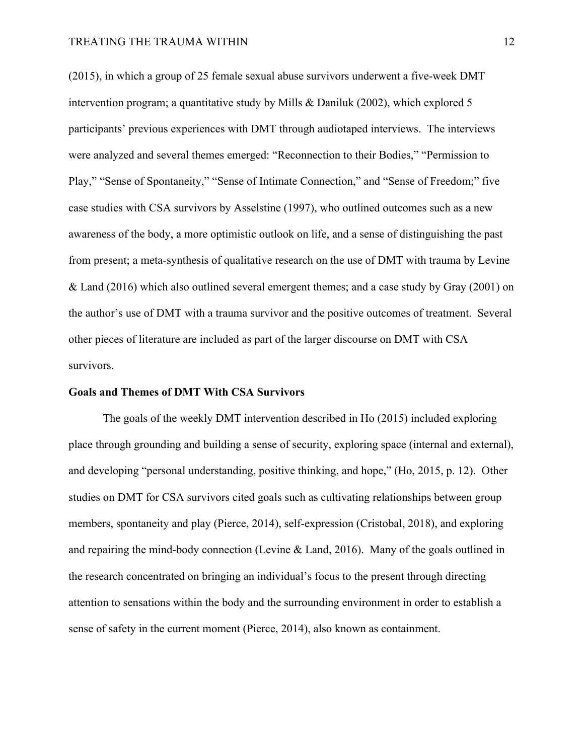(2015), in which a group of 25 female sexual abuse survivors underwent a five-week DMT intervention program; a quantitative study by Mills & Daniluk (2002), which explored 5 participants' previous experiences with DMT through audiotaped interviews. The interviews were analyzed and several themes emerged: "Reconnection to their Bodies," "Permission to Play," "Sense of Spontaneity," "Sense of Intimate Connection," and "Sense of Freedom;" five case studies with CSA survivors by Asselstine (1997), who outlined outcomes such as a new awareness of the body, a more optimistic outlook on life, and a sense of distinguishing the past from present; a meta-synthesis of qualitative research on the use of DMT with trauma by Levine & Land (2016) which also outlined several emergent themes; and a case study by Gray (2001) on the author's use of DMT with a trauma survivor and the positive outcomes of treatment. Several other pieces of literature are included as part of the larger discourse on DMT with CSA survivors.

## Goals and Themes of DMT With CSA Survivors

The goals of the weekly DMT intervention described in Ho (2015) included exploring place through grounding and building a sense of security, exploring space (internal and external), and developing "personal understanding, positive thinking, and hope," (Ho, 2015, p. 12). Other studies on DMT for CSA survivors cited goals such as cultivating relationships between group members, spontaneity and play (Pierce, 2014), self-expression (Cristobal, 2018), and exploring and repairing the mind-body connection (Levine & Land, 2016). Many of the goals outlined in the research concentrated on bringing an individual's focus to the present through directing attention to sensations within the body and the surrounding environment in order to establish a sense of safety in the current moment (Pierce, 2014), also known as containment.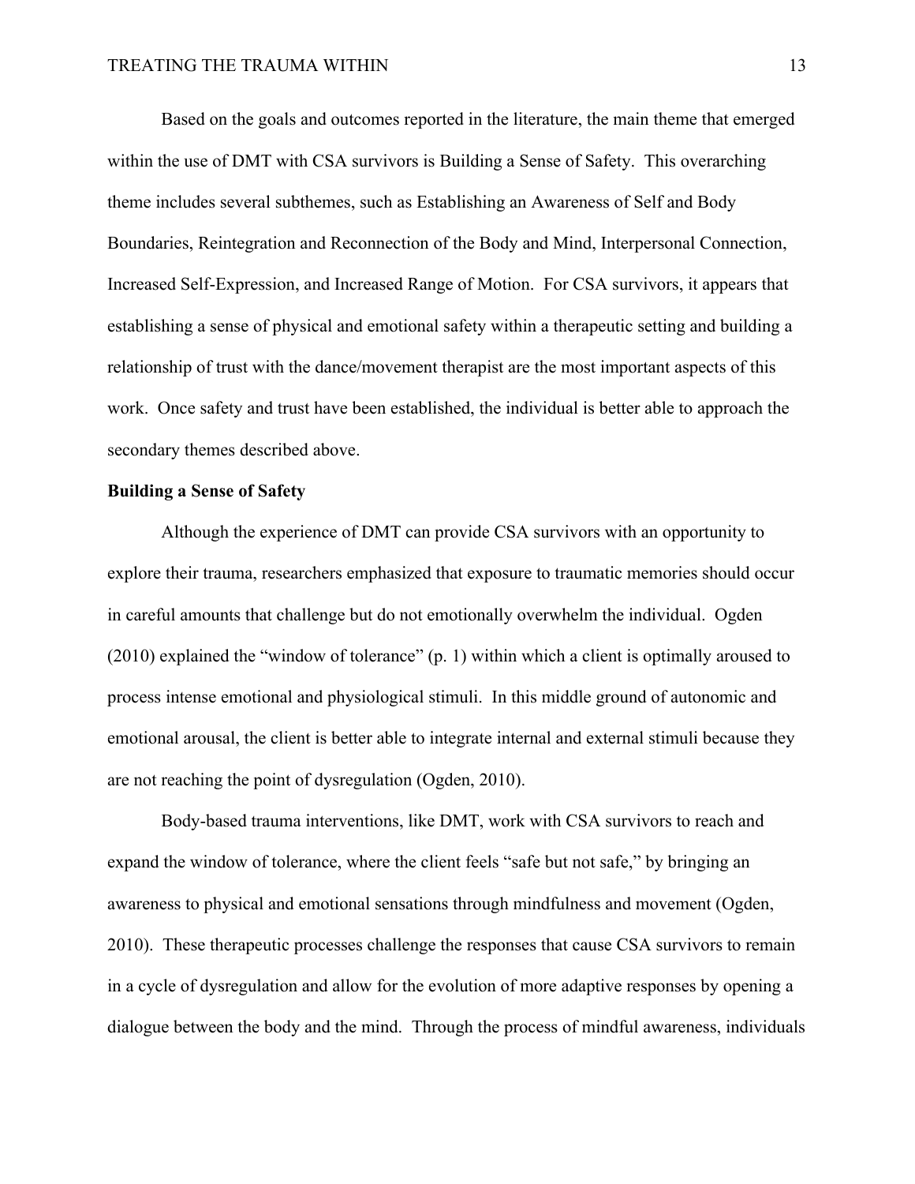Based on the goals and outcomes reported in the literature, the main theme that emerged within the use of DMT with CSA survivors is Building a Sense of Safety. This overarching theme includes several subthemes, such as Establishing an Awareness of Self and Body Boundaries, Reintegration and Reconnection of the Body and Mind, Interpersonal Connection, Increased Self-Expression, and Increased Range of Motion. For CSA survivors, it appears that establishing a sense of physical and emotional safety within a therapeutic setting and building a relationship of trust with the dance/movement therapist are the most important aspects of this work. Once safety and trust have been established, the individual is better able to approach the secondary themes described above.

**Building a Sense of Safety**

Although the experience of DMT can provide CSA survivors with an opportunity to explore their trauma, researchers emphasized that exposure to traumatic memories should occur in careful amounts that challenge but do not emotionally overwhelm the individual. Ogden (2010) explained the "window of tolerance" (p. 1) within which a client is optimally aroused to process intense emotional and physiological stimuli. In this middle ground of autonomic and emotional arousal, the client is better able to integrate internal and external stimuli because they are not reaching the point of dysregulation (Ogden, 2010).

Body-based trauma interventions, like DMT, work with CSA survivors to reach and expand the window of tolerance, where the client feels "safe but not safe," by bringing an awareness to physical and emotional sensations through mindfulness and movement (Ogden, 2010). These therapeutic processes challenge the responses that cause CSA survivors to remain in a cycle of dysregulation and allow for the evolution of more adaptive responses by opening a dialogue between the body and the mind. Through the process of mindful awareness, individuals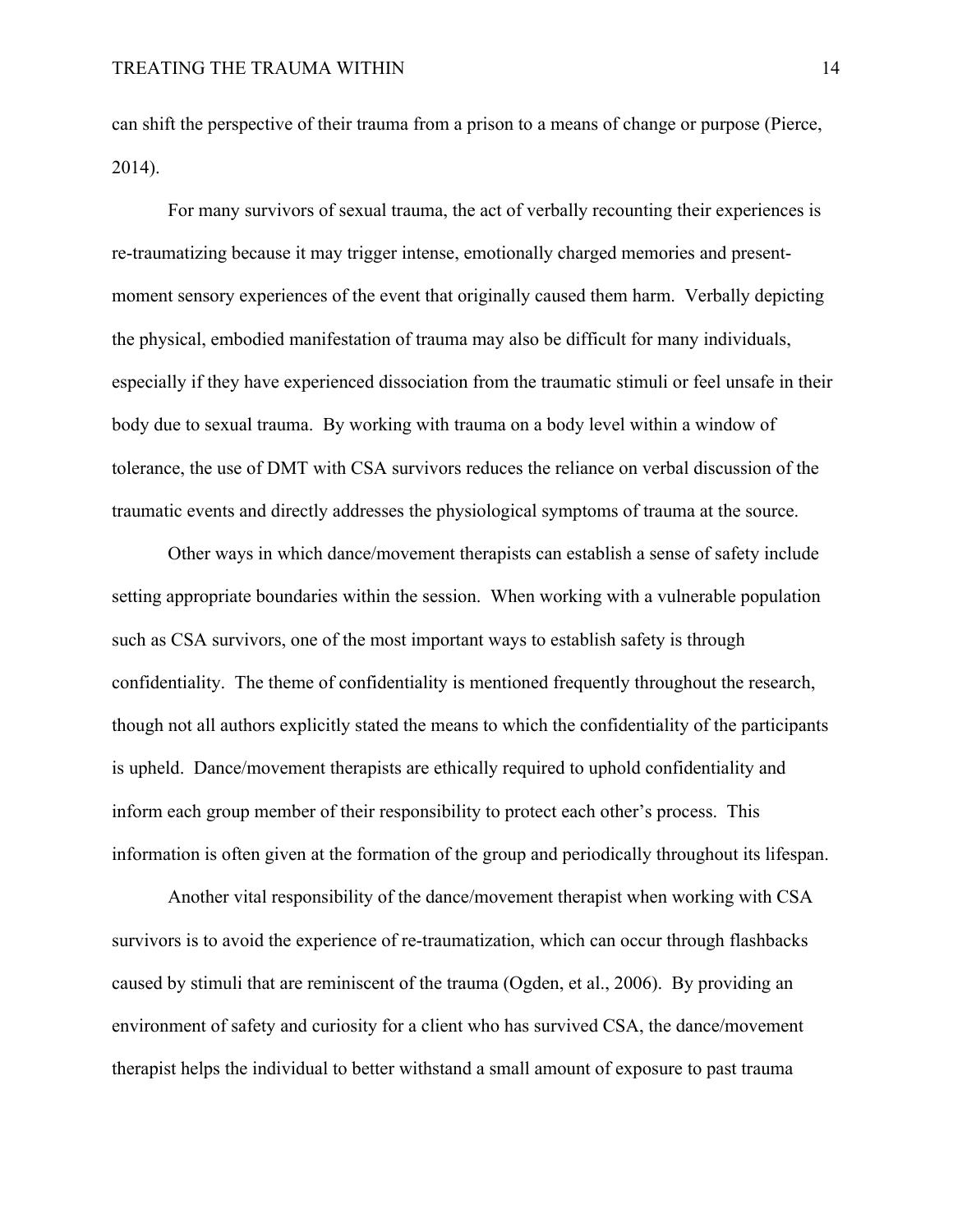can shift the perspective of their trauma from a prison to a means of change or purpose (Pierce, 2014).

For many survivors of sexual trauma, the act of verbally recounting their experiences is re-traumatizing because it may trigger intense, emotionally charged memories and present-moment sensory experiences of the event that originally caused them harm. Verbally depicting the physical, embodied manifestation of trauma may also be difficult for many individuals, especially if they have experienced dissociation from the traumatic stimuli or feel unsafe in their body due to sexual trauma. By working with trauma on a body level within a window of tolerance, the use of DMT with CSA survivors reduces the reliance on verbal discussion of the traumatic events and directly addresses the physiological symptoms of trauma at the source.

Other ways in which dance/movement therapists can establish a sense of safety include setting appropriate boundaries within the session. When working with a vulnerable population such as CSA survivors, one of the most important ways to establish safety is through confidentiality. The theme of confidentiality is mentioned frequently throughout the research, though not all authors explicitly stated the means to which the confidentiality of the participants is upheld. Dance/movement therapists are ethically required to uphold confidentiality and inform each group member of their responsibility to protect each other's process. This information is often given at the formation of the group and periodically throughout its lifespan.

Another vital responsibility of the dance/movement therapist when working with CSA survivors is to avoid the experience of re-traumatization, which can occur through flashbacks caused by stimuli that are reminiscent of the trauma (Ogden, et al., 2006). By providing an environment of safety and curiosity for a client who has survived CSA, the dance/movement therapist helps the individual to better withstand a small amount of exposure to past trauma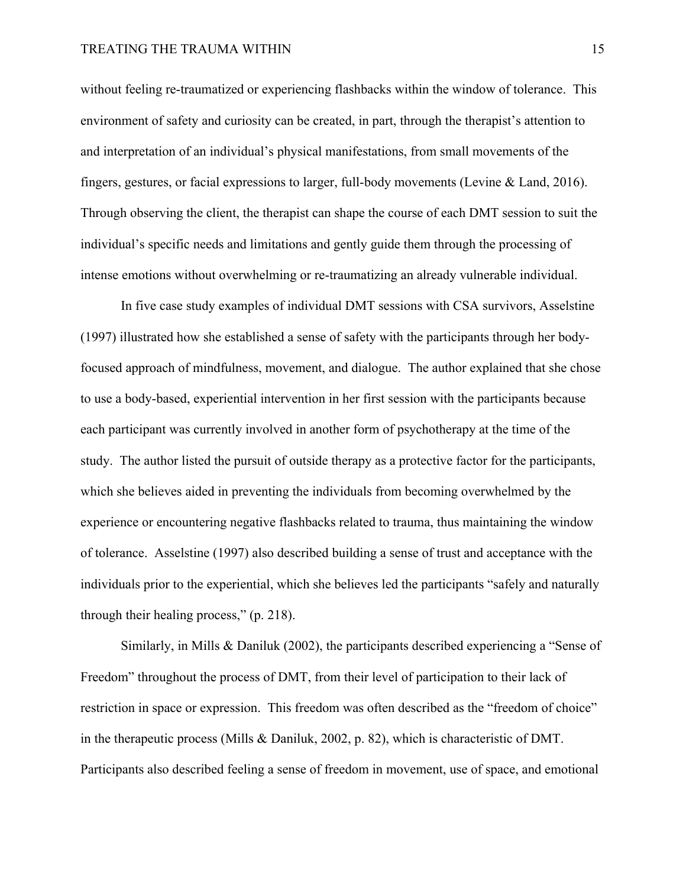without feeling re-traumatized or experiencing flashbacks within the window of tolerance. This environment of safety and curiosity can be created, in part, through the therapist's attention to and interpretation of an individual's physical manifestations, from small movements of the fingers, gestures, or facial expressions to larger, full-body movements (Levine & Land, 2016). Through observing the client, the therapist can shape the course of each DMT session to suit the individual's specific needs and limitations and gently guide them through the processing of intense emotions without overwhelming or re-traumatizing an already vulnerable individual.

In five case study examples of individual DMT sessions with CSA survivors, Asselstine (1997) illustrated how she established a sense of safety with the participants through her body-focused approach of mindfulness, movement, and dialogue. The author explained that she chose to use a body-based, experiential intervention in her first session with the participants because each participant was currently involved in another form of psychotherapy at the time of the study. The author listed the pursuit of outside therapy as a protective factor for the participants, which she believes aided in preventing the individuals from becoming overwhelmed by the experience or encountering negative flashbacks related to trauma, thus maintaining the window of tolerance. Asselstine (1997) also described building a sense of trust and acceptance with the individuals prior to the experiential, which she believes led the participants "safely and naturally through their healing process," (p. 218).

Similarly, in Mills & Daniluk (2002), the participants described experiencing a "Sense of Freedom" throughout the process of DMT, from their level of participation to their lack of restriction in space or expression. This freedom was often described as the "freedom of choice" in the therapeutic process (Mills & Daniluk, 2002, p. 82), which is characteristic of DMT. Participants also described feeling a sense of freedom in movement, use of space, and emotional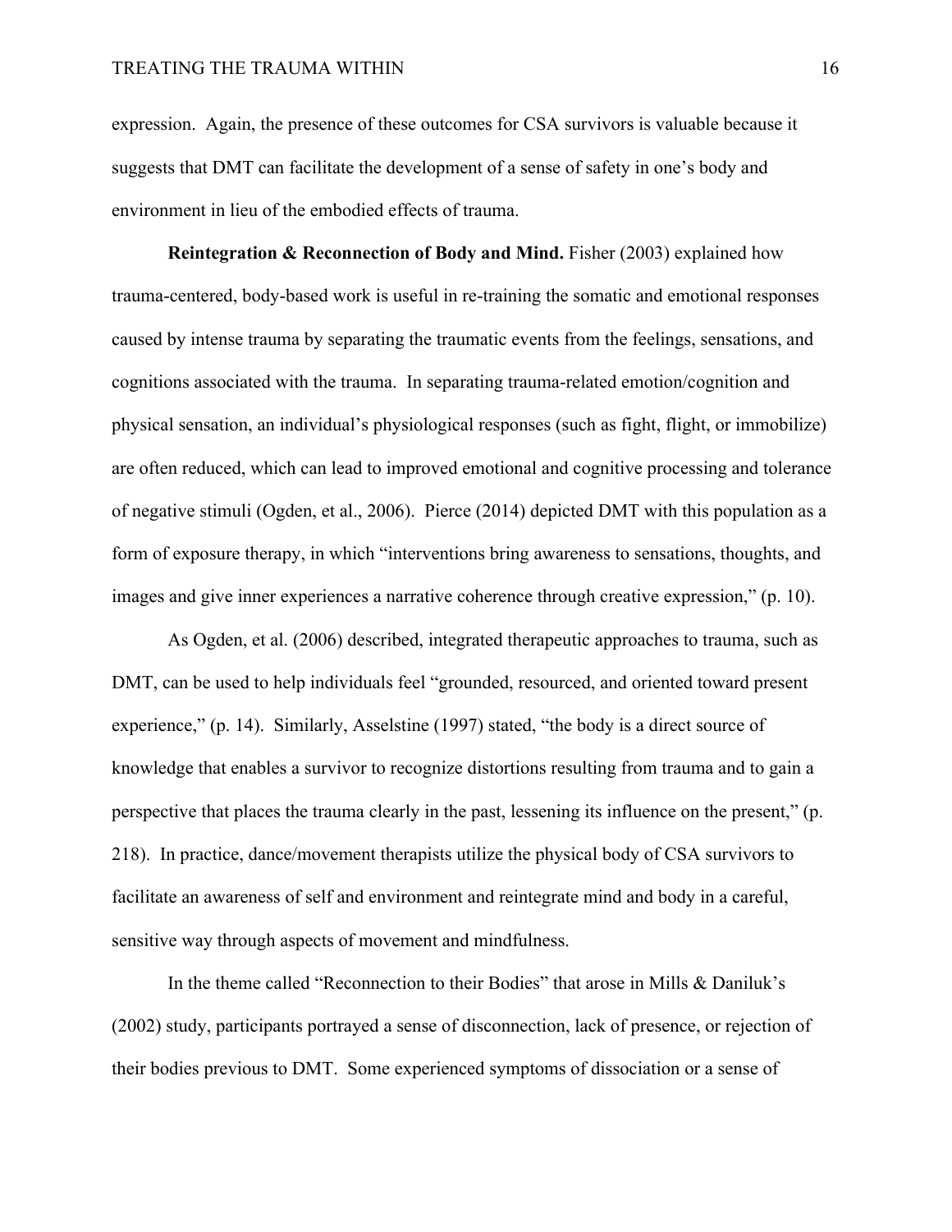expression. Again, the presence of these outcomes for CSA survivors is valuable because it suggests that DMT can facilitate the development of a sense of safety in one's body and environment in lieu of the embodied effects of trauma.

**Reintegration & Reconnection of Body and Mind.** Fisher (2003) explained how trauma-centered, body-based work is useful in re-training the somatic and emotional responses caused by intense trauma by separating the traumatic events from the feelings, sensations, and cognitions associated with the trauma. In separating trauma-related emotion/cognition and physical sensation, an individual's physiological responses (such as fight, flight, or immobilize) are often reduced, which can lead to improved emotional and cognitive processing and tolerance of negative stimuli (Ogden, et al., 2006). Pierce (2014) depicted DMT with this population as a form of exposure therapy, in which "interventions bring awareness to sensations, thoughts, and images and give inner experiences a narrative coherence through creative expression," (p. 10).

As Ogden, et al. (2006) described, integrated therapeutic approaches to trauma, such as DMT, can be used to help individuals feel "grounded, resourced, and oriented toward present experience," (p. 14). Similarly, Asselstine (1997) stated, "the body is a direct source of knowledge that enables a survivor to recognize distortions resulting from trauma and to gain a perspective that places the trauma clearly in the past, lessening its influence on the present," (p. 218). In practice, dance/movement therapists utilize the physical body of CSA survivors to facilitate an awareness of self and environment and reintegrate mind and body in a careful, sensitive way through aspects of movement and mindfulness.

In the theme called "Reconnection to their Bodies" that arose in Mills & Daniluk's (2002) study, participants portrayed a sense of disconnection, lack of presence, or rejection of their bodies previous to DMT. Some experienced symptoms of dissociation or a sense of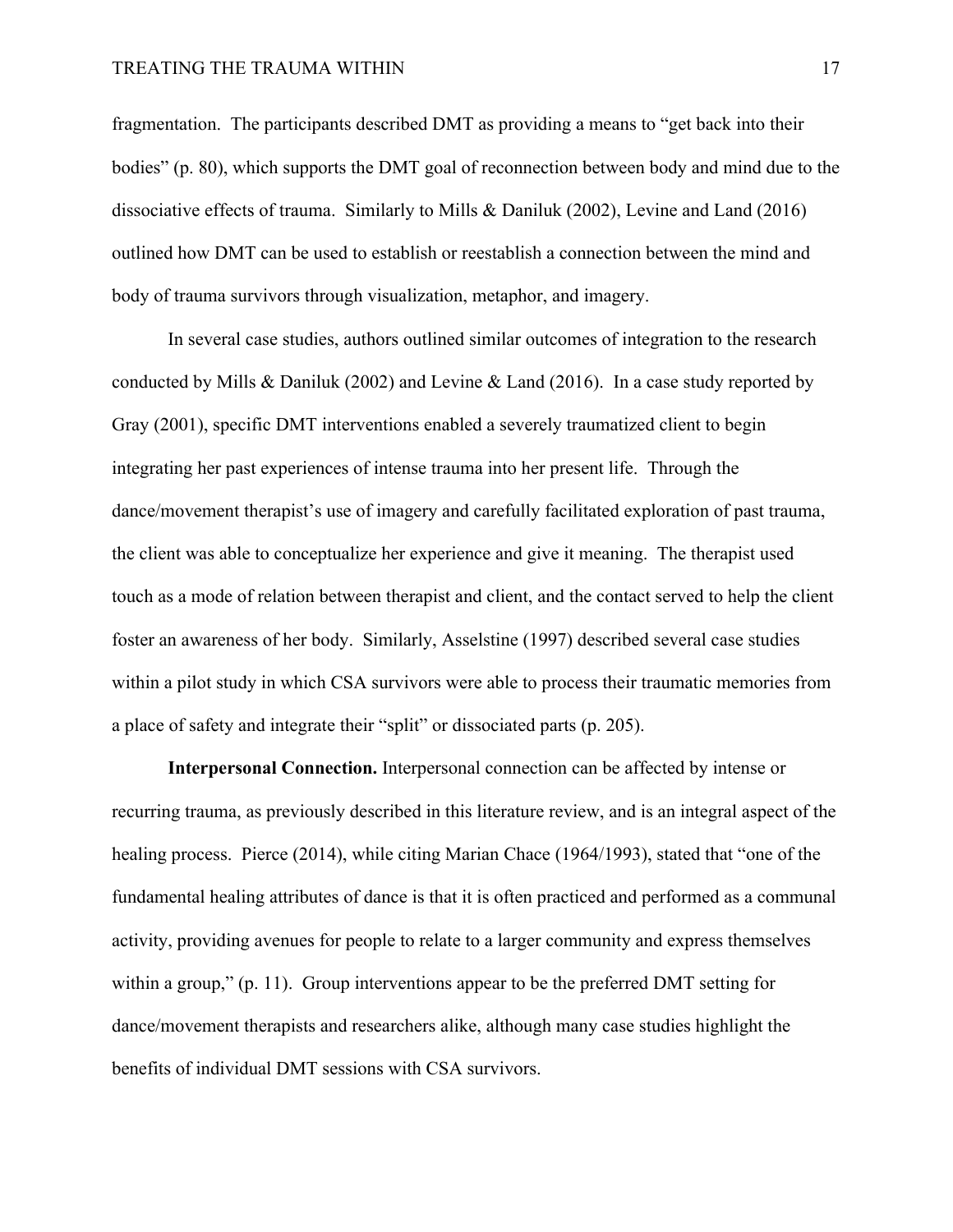fragmentation. The participants described DMT as providing a means to "get back into their bodies" (p. 80), which supports the DMT goal of reconnection between body and mind due to the dissociative effects of trauma. Similarly to Mills & Daniluk (2002), Levine and Land (2016) outlined how DMT can be used to establish or reestablish a connection between the mind and body of trauma survivors through visualization, metaphor, and imagery.

In several case studies, authors outlined similar outcomes of integration to the research conducted by Mills & Daniluk (2002) and Levine & Land (2016). In a case study reported by Gray (2001), specific DMT interventions enabled a severely traumatized client to begin integrating her past experiences of intense trauma into her present life. Through the dance/movement therapist's use of imagery and carefully facilitated exploration of past trauma, the client was able to conceptualize her experience and give it meaning. The therapist used touch as a mode of relation between therapist and client, and the contact served to help the client foster an awareness of her body. Similarly, Asselstine (1997) described several case studies within a pilot study in which CSA survivors were able to process their traumatic memories from a place of safety and integrate their "split" or dissociated parts (p. 205).

**Interpersonal Connection.** Interpersonal connection can be affected by intense or recurring trauma, as previously described in this literature review, and is an integral aspect of the healing process. Pierce (2014), while citing Marian Chace (1964/1993), stated that "one of the fundamental healing attributes of dance is that it is often practiced and performed as a communal activity, providing avenues for people to relate to a larger community and express themselves within a group," (p. 11). Group interventions appear to be the preferred DMT setting for dance/movement therapists and researchers alike, although many case studies highlight the benefits of individual DMT sessions with CSA survivors.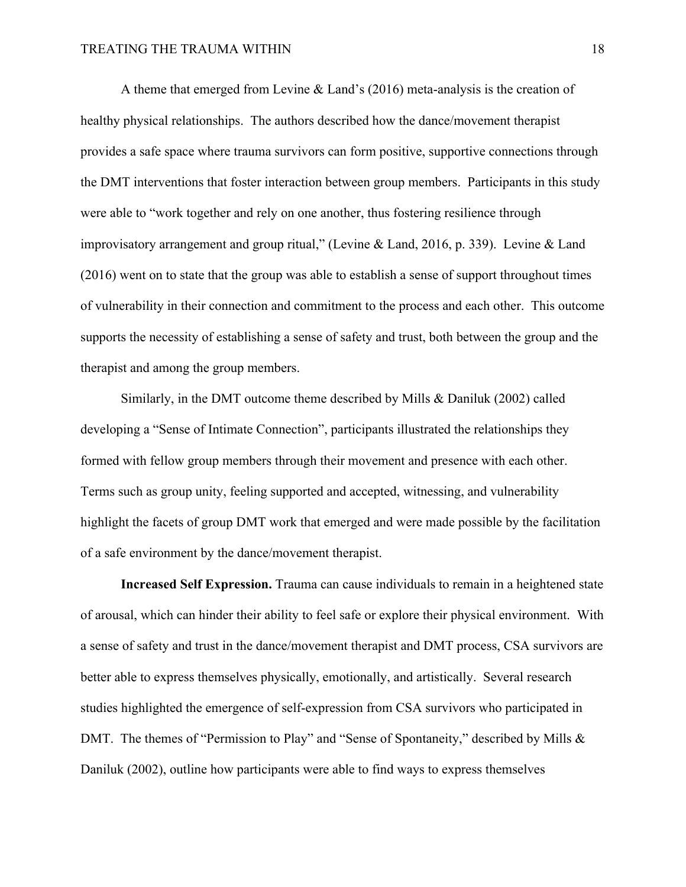A theme that emerged from Levine & Land's (2016) meta-analysis is the creation of healthy physical relationships. The authors described how the dance/movement therapist provides a safe space where trauma survivors can form positive, supportive connections through the DMT interventions that foster interaction between group members. Participants in this study were able to "work together and rely on one another, thus fostering resilience through improvisatory arrangement and group ritual," (Levine & Land, 2016, p. 339). Levine & Land (2016) went on to state that the group was able to establish a sense of support throughout times of vulnerability in their connection and commitment to the process and each other. This outcome supports the necessity of establishing a sense of safety and trust, both between the group and the therapist and among the group members.

Similarly, in the DMT outcome theme described by Mills & Daniluk (2002) called developing a "Sense of Intimate Connection", participants illustrated the relationships they formed with fellow group members through their movement and presence with each other. Terms such as group unity, feeling supported and accepted, witnessing, and vulnerability highlight the facets of group DMT work that emerged and were made possible by the facilitation of a safe environment by the dance/movement therapist.

**Increased Self Expression.** Trauma can cause individuals to remain in a heightened state of arousal, which can hinder their ability to feel safe or explore their physical environment. With a sense of safety and trust in the dance/movement therapist and DMT process, CSA survivors are better able to express themselves physically, emotionally, and artistically. Several research studies highlighted the emergence of self-expression from CSA survivors who participated in DMT. The themes of "Permission to Play" and "Sense of Spontaneity," described by Mills & Daniluk (2002), outline how participants were able to find ways to express themselves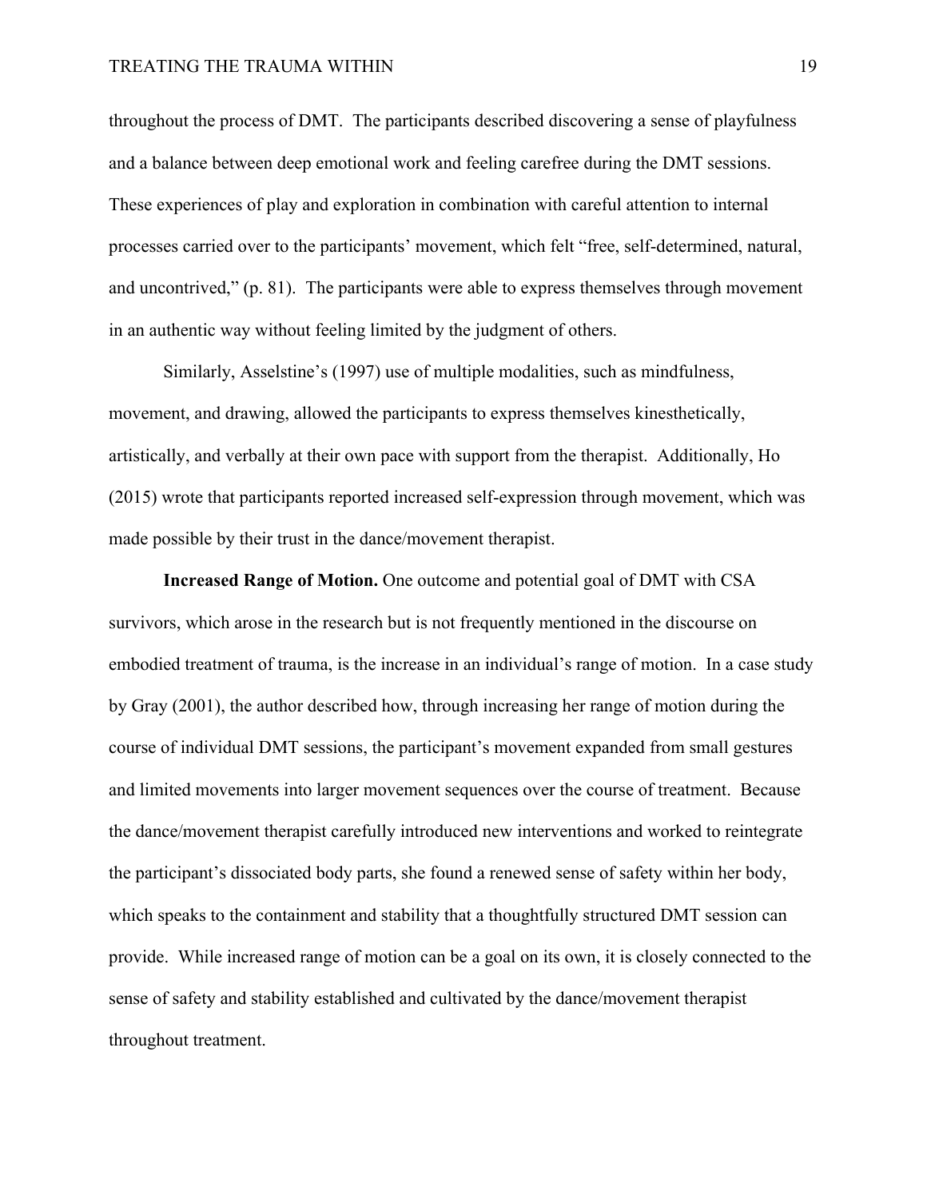throughout the process of DMT. The participants described discovering a sense of playfulness and a balance between deep emotional work and feeling carefree during the DMT sessions. These experiences of play and exploration in combination with careful attention to internal processes carried over to the participants' movement, which felt "free, self-determined, natural, and uncontrived," (p. 81). The participants were able to express themselves through movement in an authentic way without feeling limited by the judgment of others.

Similarly, Asselstine's (1997) use of multiple modalities, such as mindfulness, movement, and drawing, allowed the participants to express themselves kinesthetically, artistically, and verbally at their own pace with support from the therapist. Additionally, Ho (2015) wrote that participants reported increased self-expression through movement, which was made possible by their trust in the dance/movement therapist.

**Increased Range of Motion.** One outcome and potential goal of DMT with CSA survivors, which arose in the research but is not frequently mentioned in the discourse on embodied treatment of trauma, is the increase in an individual's range of motion. In a case study by Gray (2001), the author described how, through increasing her range of motion during the course of individual DMT sessions, the participant's movement expanded from small gestures and limited movements into larger movement sequences over the course of treatment. Because the dance/movement therapist carefully introduced new interventions and worked to reintegrate the participant's dissociated body parts, she found a renewed sense of safety within her body, which speaks to the containment and stability that a thoughtfully structured DMT session can provide. While increased range of motion can be a goal on its own, it is closely connected to the sense of safety and stability established and cultivated by the dance/movement therapist throughout treatment.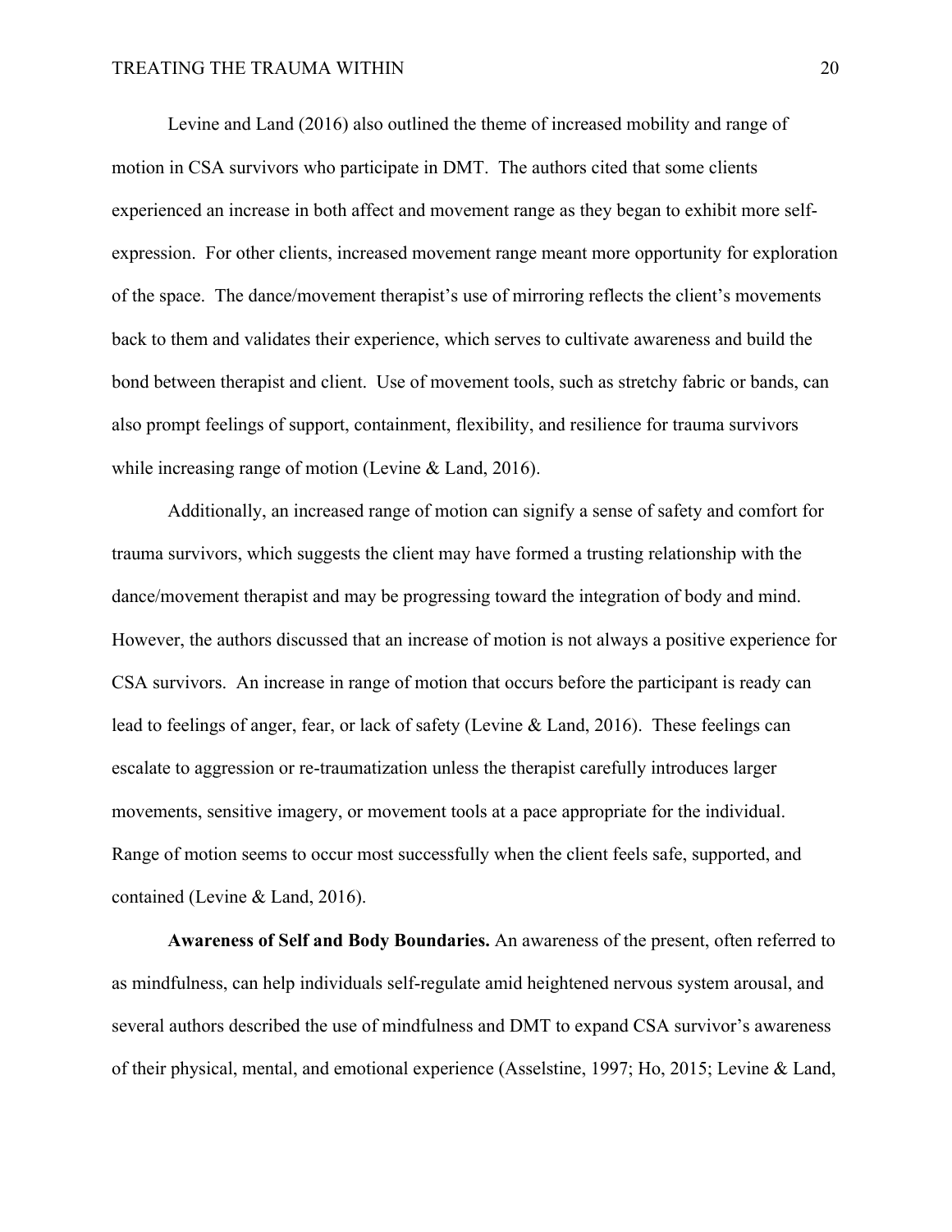Levine and Land (2016) also outlined the theme of increased mobility and range of motion in CSA survivors who participate in DMT. The authors cited that some clients experienced an increase in both affect and movement range as they began to exhibit more self-expression. For other clients, increased movement range meant more opportunity for exploration of the space. The dance/movement therapist's use of mirroring reflects the client's movements back to them and validates their experience, which serves to cultivate awareness and build the bond between therapist and client. Use of movement tools, such as stretchy fabric or bands, can also prompt feelings of support, containment, flexibility, and resilience for trauma survivors while increasing range of motion (Levine & Land, 2016).

Additionally, an increased range of motion can signify a sense of safety and comfort for trauma survivors, which suggests the client may have formed a trusting relationship with the dance/movement therapist and may be progressing toward the integration of body and mind. However, the authors discussed that an increase of motion is not always a positive experience for CSA survivors. An increase in range of motion that occurs before the participant is ready can lead to feelings of anger, fear, or lack of safety (Levine & Land, 2016). These feelings can escalate to aggression or re-traumatization unless the therapist carefully introduces larger movements, sensitive imagery, or movement tools at a pace appropriate for the individual. Range of motion seems to occur most successfully when the client feels safe, supported, and contained (Levine & Land, 2016).

**Awareness of Self and Body Boundaries.** An awareness of the present, often referred to as mindfulness, can help individuals self-regulate amid heightened nervous system arousal, and several authors described the use of mindfulness and DMT to expand CSA survivor's awareness of their physical, mental, and emotional experience (Asselstine, 1997; Ho, 2015; Levine & Land,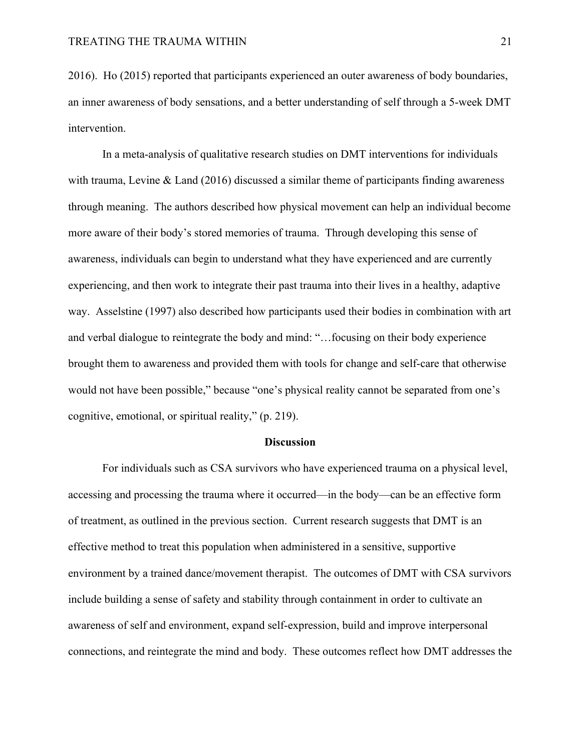2016). Ho (2015) reported that participants experienced an outer awareness of body boundaries, an inner awareness of body sensations, and a better understanding of self through a 5-week DMT intervention.

In a meta-analysis of qualitative research studies on DMT interventions for individuals with trauma, Levine & Land (2016) discussed a similar theme of participants finding awareness through meaning. The authors described how physical movement can help an individual become more aware of their body's stored memories of trauma. Through developing this sense of awareness, individuals can begin to understand what they have experienced and are currently experiencing, and then work to integrate their past trauma into their lives in a healthy, adaptive way. Asselstine (1997) also described how participants used their bodies in combination with art and verbal dialogue to reintegrate the body and mind: "…focusing on their body experience brought them to awareness and provided them with tools for change and self-care that otherwise would not have been possible," because "one's physical reality cannot be separated from one's cognitive, emotional, or spiritual reality," (p. 219).

## Discussion

For individuals such as CSA survivors who have experienced trauma on a physical level, accessing and processing the trauma where it occurred—in the body—can be an effective form of treatment, as outlined in the previous section. Current research suggests that DMT is an effective method to treat this population when administered in a sensitive, supportive environment by a trained dance/movement therapist. The outcomes of DMT with CSA survivors include building a sense of safety and stability through containment in order to cultivate an awareness of self and environment, expand self-expression, build and improve interpersonal connections, and reintegrate the mind and body. These outcomes reflect how DMT addresses the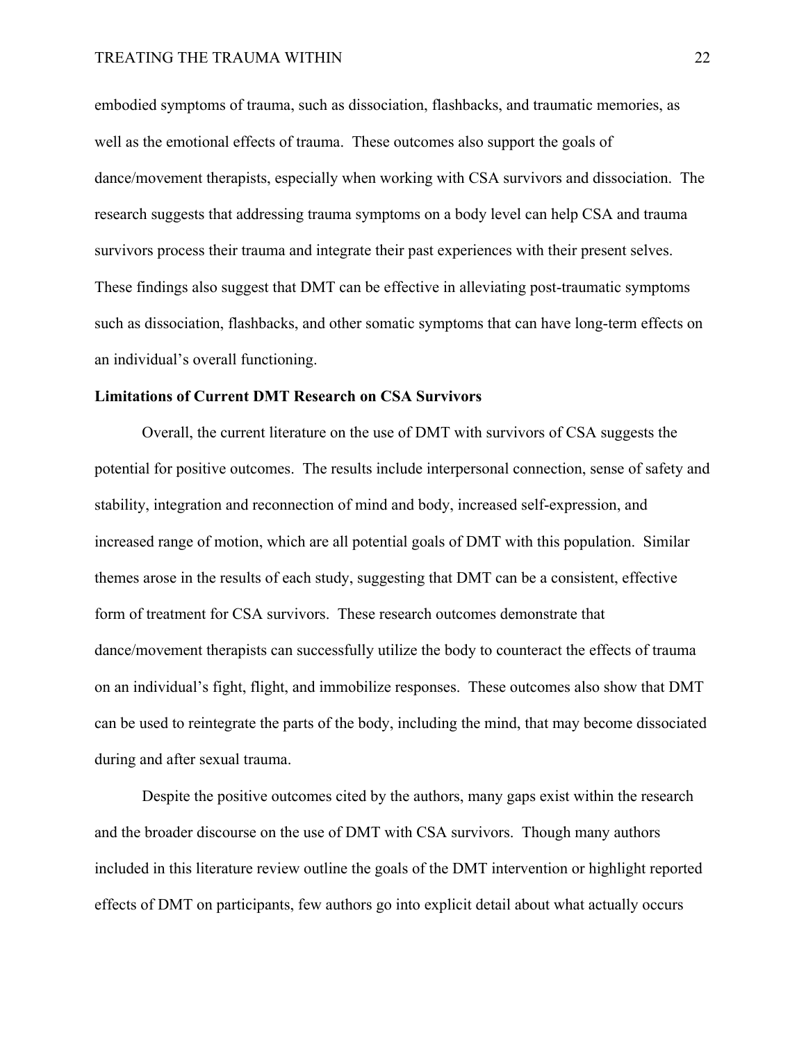embodied symptoms of trauma, such as dissociation, flashbacks, and traumatic memories, as well as the emotional effects of trauma. These outcomes also support the goals of dance/movement therapists, especially when working with CSA survivors and dissociation. The research suggests that addressing trauma symptoms on a body level can help CSA and trauma survivors process their trauma and integrate their past experiences with their present selves. These findings also suggest that DMT can be effective in alleviating post-traumatic symptoms such as dissociation, flashbacks, and other somatic symptoms that can have long-term effects on an individual's overall functioning.

**Limitations of Current DMT Research on CSA Survivors**

Overall, the current literature on the use of DMT with survivors of CSA suggests the potential for positive outcomes. The results include interpersonal connection, sense of safety and stability, integration and reconnection of mind and body, increased self-expression, and increased range of motion, which are all potential goals of DMT with this population. Similar themes arose in the results of each study, suggesting that DMT can be a consistent, effective form of treatment for CSA survivors. These research outcomes demonstrate that dance/movement therapists can successfully utilize the body to counteract the effects of trauma on an individual's fight, flight, and immobilize responses. These outcomes also show that DMT can be used to reintegrate the parts of the body, including the mind, that may become dissociated during and after sexual trauma.

Despite the positive outcomes cited by the authors, many gaps exist within the research and the broader discourse on the use of DMT with CSA survivors. Though many authors included in this literature review outline the goals of the DMT intervention or highlight reported effects of DMT on participants, few authors go into explicit detail about what actually occurs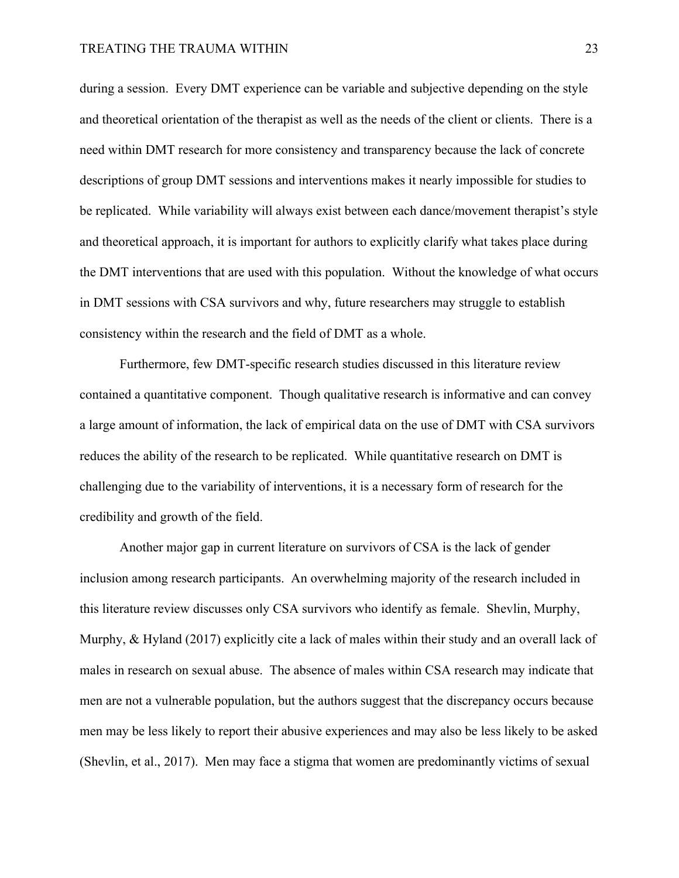during a session. Every DMT experience can be variable and subjective depending on the style and theoretical orientation of the therapist as well as the needs of the client or clients. There is a need within DMT research for more consistency and transparency because the lack of concrete descriptions of group DMT sessions and interventions makes it nearly impossible for studies to be replicated. While variability will always exist between each dance/movement therapist's style and theoretical approach, it is important for authors to explicitly clarify what takes place during the DMT interventions that are used with this population. Without the knowledge of what occurs in DMT sessions with CSA survivors and why, future researchers may struggle to establish consistency within the research and the field of DMT as a whole.

Furthermore, few DMT-specific research studies discussed in this literature review contained a quantitative component. Though qualitative research is informative and can convey a large amount of information, the lack of empirical data on the use of DMT with CSA survivors reduces the ability of the research to be replicated. While quantitative research on DMT is challenging due to the variability of interventions, it is a necessary form of research for the credibility and growth of the field.

Another major gap in current literature on survivors of CSA is the lack of gender inclusion among research participants. An overwhelming majority of the research included in this literature review discusses only CSA survivors who identify as female. Shevlin, Murphy, Murphy, & Hyland (2017) explicitly cite a lack of males within their study and an overall lack of males in research on sexual abuse. The absence of males within CSA research may indicate that men are not a vulnerable population, but the authors suggest that the discrepancy occurs because men may be less likely to report their abusive experiences and may also be less likely to be asked (Shevlin, et al., 2017). Men may face a stigma that women are predominantly victims of sexual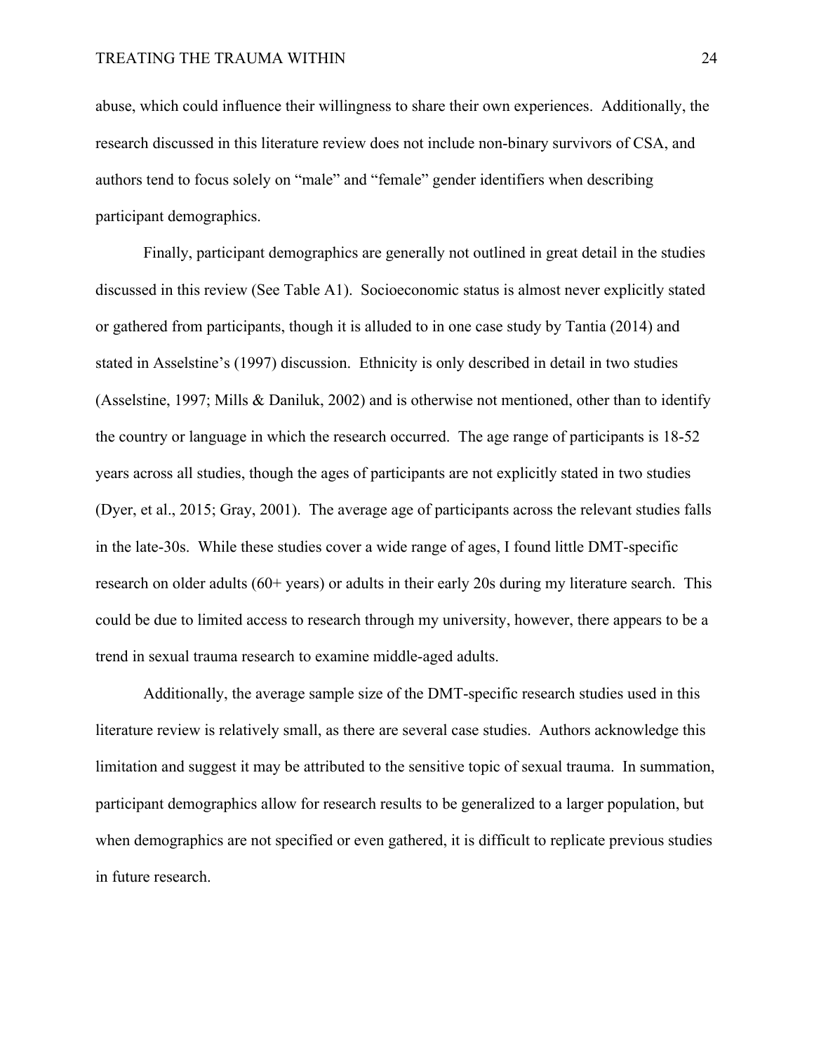abuse, which could influence their willingness to share their own experiences. Additionally, the research discussed in this literature review does not include non-binary survivors of CSA, and authors tend to focus solely on "male" and "female" gender identifiers when describing participant demographics.

Finally, participant demographics are generally not outlined in great detail in the studies discussed in this review (See Table A1). Socioeconomic status is almost never explicitly stated or gathered from participants, though it is alluded to in one case study by Tantia (2014) and stated in Asselstine's (1997) discussion. Ethnicity is only described in detail in two studies (Asselstine, 1997; Mills & Daniluk, 2002) and is otherwise not mentioned, other than to identify the country or language in which the research occurred. The age range of participants is 18-52 years across all studies, though the ages of participants are not explicitly stated in two studies (Dyer, et al., 2015; Gray, 2001). The average age of participants across the relevant studies falls in the late-30s. While these studies cover a wide range of ages, I found little DMT-specific research on older adults (60+ years) or adults in their early 20s during my literature search. This could be due to limited access to research through my university, however, there appears to be a trend in sexual trauma research to examine middle-aged adults.

Additionally, the average sample size of the DMT-specific research studies used in this literature review is relatively small, as there are several case studies. Authors acknowledge this limitation and suggest it may be attributed to the sensitive topic of sexual trauma. In summation, participant demographics allow for research results to be generalized to a larger population, but when demographics are not specified or even gathered, it is difficult to replicate previous studies in future research.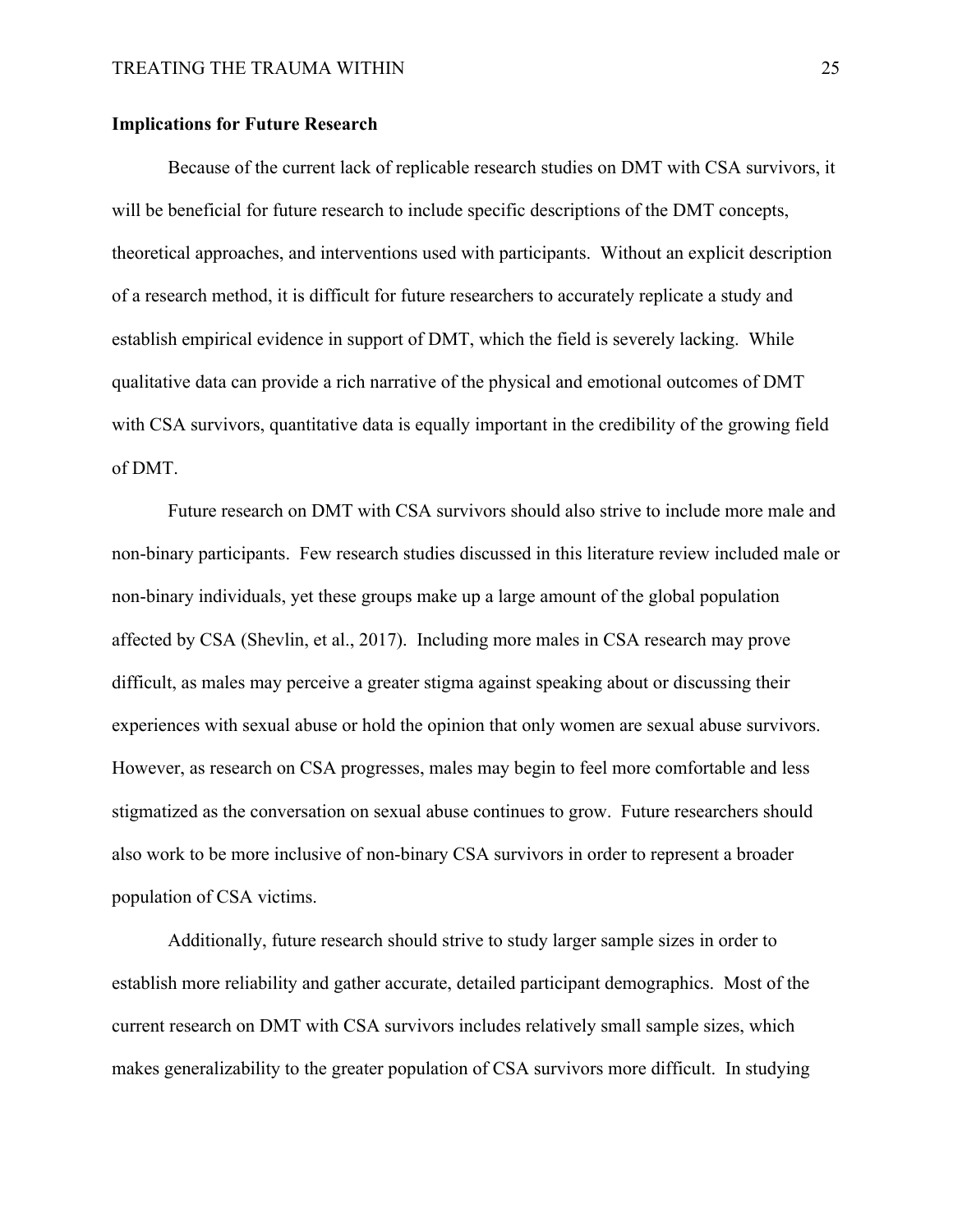**Implications for Future Research**

Because of the current lack of replicable research studies on DMT with CSA survivors, it will be beneficial for future research to include specific descriptions of the DMT concepts, theoretical approaches, and interventions used with participants. Without an explicit description of a research method, it is difficult for future researchers to accurately replicate a study and establish empirical evidence in support of DMT, which the field is severely lacking. While qualitative data can provide a rich narrative of the physical and emotional outcomes of DMT with CSA survivors, quantitative data is equally important in the credibility of the growing field of DMT.

Future research on DMT with CSA survivors should also strive to include more male and non-binary participants. Few research studies discussed in this literature review included male or non-binary individuals, yet these groups make up a large amount of the global population affected by CSA (Shevlin, et al., 2017). Including more males in CSA research may prove difficult, as males may perceive a greater stigma against speaking about or discussing their experiences with sexual abuse or hold the opinion that only women are sexual abuse survivors. However, as research on CSA progresses, males may begin to feel more comfortable and less stigmatized as the conversation on sexual abuse continues to grow. Future researchers should also work to be more inclusive of non-binary CSA survivors in order to represent a broader population of CSA victims.

Additionally, future research should strive to study larger sample sizes in order to establish more reliability and gather accurate, detailed participant demographics. Most of the current research on DMT with CSA survivors includes relatively small sample sizes, which makes generalizability to the greater population of CSA survivors more difficult. In studying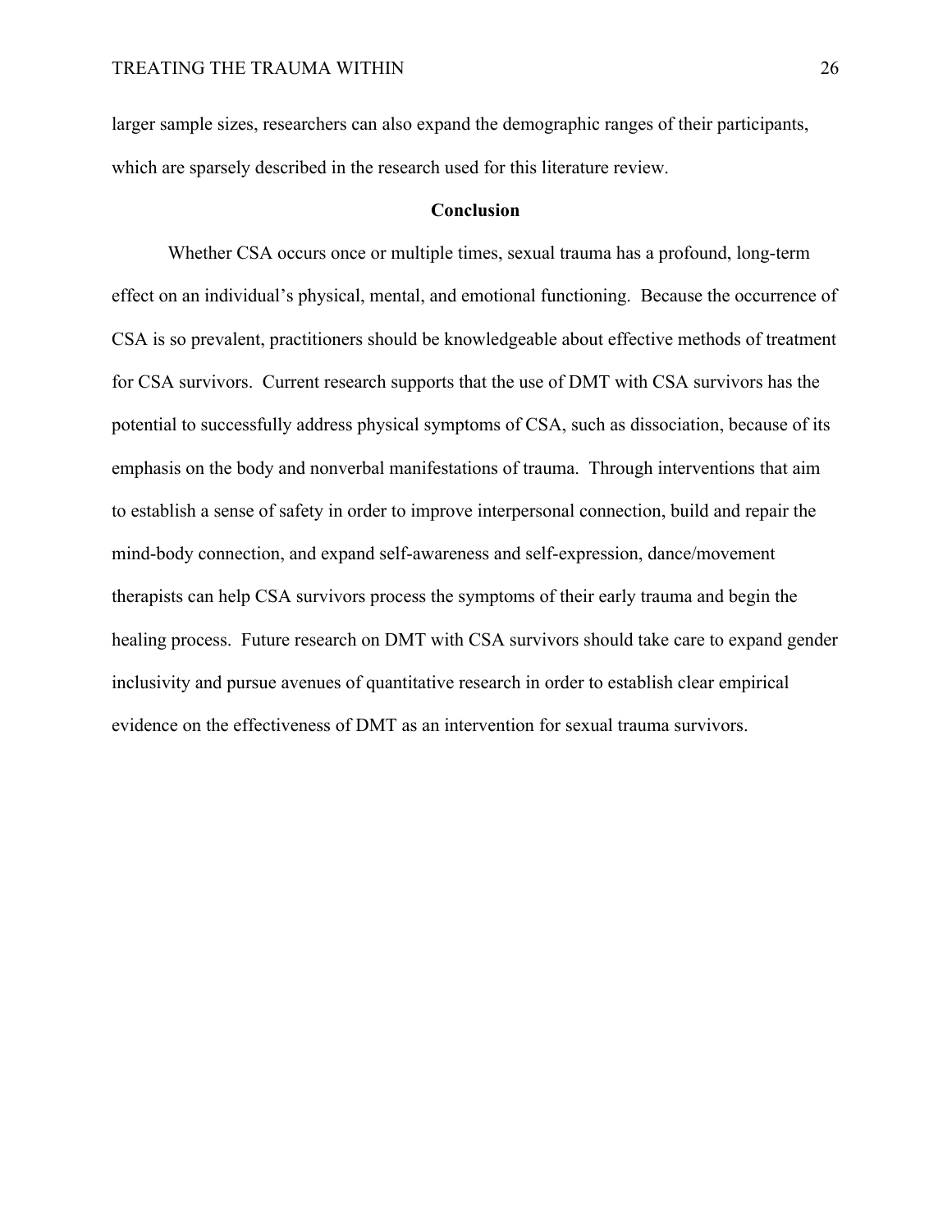larger sample sizes, researchers can also expand the demographic ranges of their participants, which are sparsely described in the research used for this literature review.

## Conclusion

Whether CSA occurs once or multiple times, sexual trauma has a profound, long-term effect on an individual's physical, mental, and emotional functioning. Because the occurrence of CSA is so prevalent, practitioners should be knowledgeable about effective methods of treatment for CSA survivors. Current research supports that the use of DMT with CSA survivors has the potential to successfully address physical symptoms of CSA, such as dissociation, because of its emphasis on the body and nonverbal manifestations of trauma. Through interventions that aim to establish a sense of safety in order to improve interpersonal connection, build and repair the mind-body connection, and expand self-awareness and self-expression, dance/movement therapists can help CSA survivors process the symptoms of their early trauma and begin the healing process. Future research on DMT with CSA survivors should take care to expand gender inclusivity and pursue avenues of quantitative research in order to establish clear empirical evidence on the effectiveness of DMT as an intervention for sexual trauma survivors.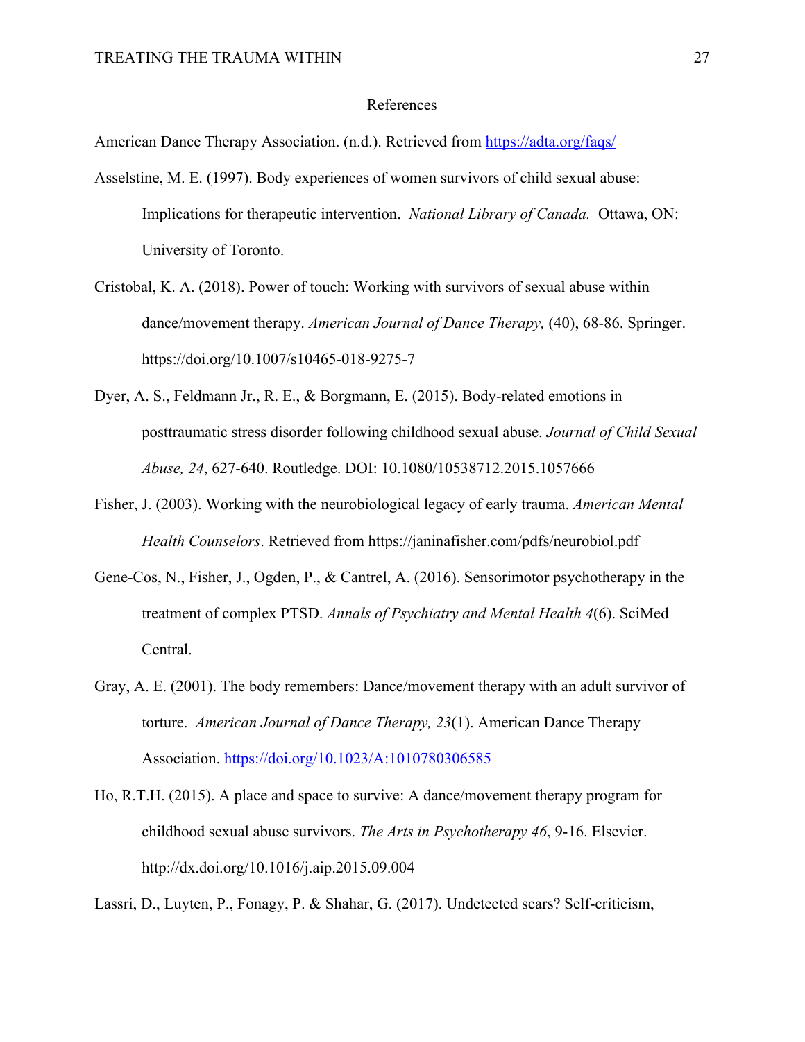# References

American Dance Therapy Association. (n.d.). Retrieved from https://adta.org/faqs/

Asselstine, M. E. (1997). Body experiences of women survivors of child sexual abuse: Implications for therapeutic intervention. *National Library of Canada.* Ottawa, ON: University of Toronto.

Cristobal, K. A. (2018). Power of touch: Working with survivors of sexual abuse within dance/movement therapy. *American Journal of Dance Therapy,* (40), 68-86. Springer. https://doi.org/10.1007/s10465-018-9275-7

Dyer, A. S., Feldmann Jr., R. E., & Borgmann, E. (2015). Body-related emotions in posttraumatic stress disorder following childhood sexual abuse. *Journal of Child Sexual Abuse, 24*, 627-640. Routledge. DOI: 10.1080/10538712.2015.1057666

Fisher, J. (2003). Working with the neurobiological legacy of early trauma. *American Mental Health Counselors*. Retrieved from https://janinafisher.com/pdfs/neurobiol.pdf

Gene-Cos, N., Fisher, J., Ogden, P., & Cantrel, A. (2016). Sensorimotor psychotherapy in the treatment of complex PTSD. *Annals of Psychiatry and Mental Health 4*(6). SciMed Central.

Gray, A. E. (2001). The body remembers: Dance/movement therapy with an adult survivor of torture. *American Journal of Dance Therapy, 23*(1). American Dance Therapy Association. https://doi.org/10.1023/A:1010780306585

Ho, R.T.H. (2015). A place and space to survive: A dance/movement therapy program for childhood sexual abuse survivors. *The Arts in Psychotherapy 46*, 9-16. Elsevier. http://dx.doi.org/10.1016/j.aip.2015.09.004

Lassri, D., Luyten, P., Fonagy, P. & Shahar, G. (2017). Undetected scars? Self-criticism,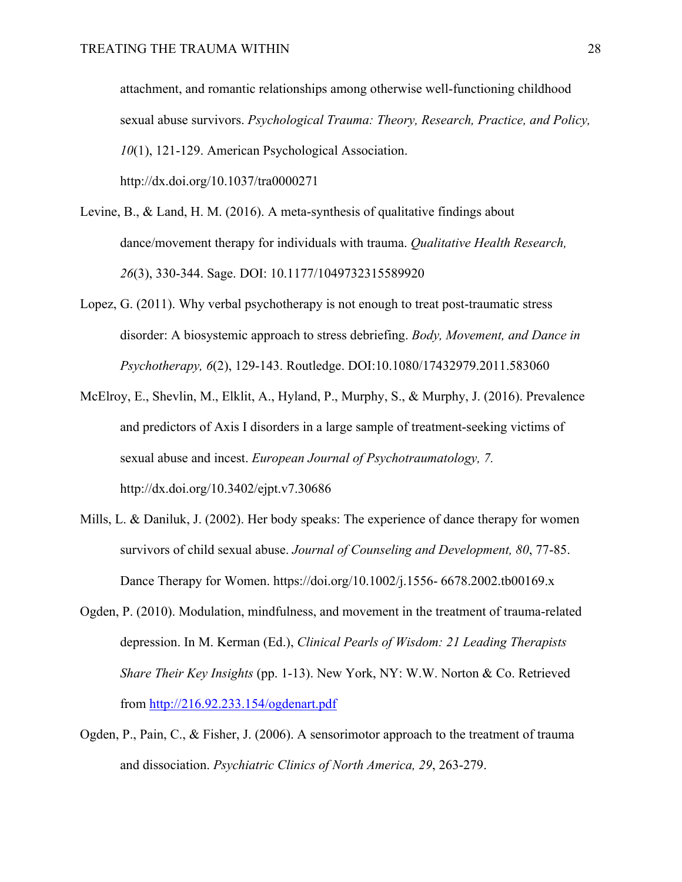attachment, and romantic relationships among otherwise well-functioning childhood sexual abuse survivors. *Psychological Trauma: Theory, Research, Practice, and Policy, 10*(1), 121-129. American Psychological Association. http://dx.doi.org/10.1037/tra0000271

Levine, B., & Land, H. M. (2016). A meta-synthesis of qualitative findings about dance/movement therapy for individuals with trauma. *Qualitative Health Research, 26*(3), 330-344. Sage. DOI: 10.1177/1049732315589920

Lopez, G. (2011). Why verbal psychotherapy is not enough to treat post-traumatic stress disorder: A biosystemic approach to stress debriefing. *Body, Movement, and Dance in Psychotherapy, 6*(2), 129-143. Routledge. DOI:10.1080/17432979.2011.583060

McElroy, E., Shevlin, M., Elklit, A., Hyland, P., Murphy, S., & Murphy, J. (2016). Prevalence and predictors of Axis I disorders in a large sample of treatment-seeking victims of sexual abuse and incest. *European Journal of Psychotraumatology, 7.* http://dx.doi.org/10.3402/ejpt.v7.30686

Mills, L. & Daniluk, J. (2002). Her body speaks: The experience of dance therapy for women survivors of child sexual abuse. *Journal of Counseling and Development, 80*, 77-85. Dance Therapy for Women. https://doi.org/10.1002/j.1556- 6678.2002.tb00169.x

Ogden, P. (2010). Modulation, mindfulness, and movement in the treatment of trauma-related depression. In M. Kerman (Ed.), *Clinical Pearls of Wisdom: 21 Leading Therapists Share Their Key Insights* (pp. 1-13). New York, NY: W.W. Norton & Co. Retrieved from http://216.92.233.154/ogdenart.pdf

Ogden, P., Pain, C., & Fisher, J. (2006). A sensorimotor approach to the treatment of trauma and dissociation. *Psychiatric Clinics of North America, 29*, 263-279.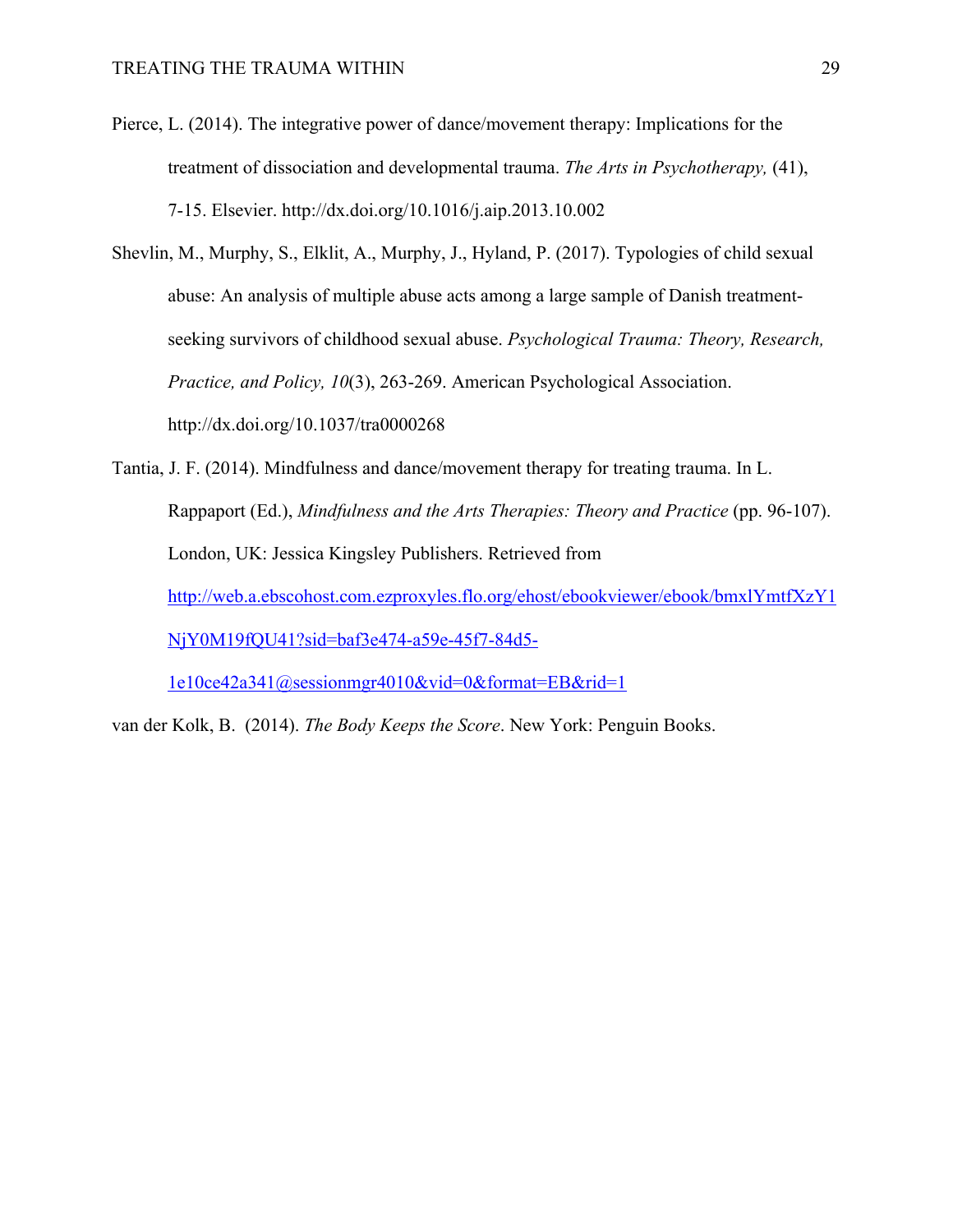Pierce, L. (2014). The integrative power of dance/movement therapy: Implications for the treatment of dissociation and developmental trauma. *The Arts in Psychotherapy,* (41), 7-15. Elsevier. http://dx.doi.org/10.1016/j.aip.2013.10.002

Shevlin, M., Murphy, S., Elklit, A., Murphy, J., Hyland, P. (2017). Typologies of child sexual abuse: An analysis of multiple abuse acts among a large sample of Danish treatment-seeking survivors of childhood sexual abuse. *Psychological Trauma: Theory, Research, Practice, and Policy, 10*(3), 263-269. American Psychological Association. http://dx.doi.org/10.1037/tra0000268

Tantia, J. F. (2014). Mindfulness and dance/movement therapy for treating trauma. In L. Rappaport (Ed.), *Mindfulness and the Arts Therapies: Theory and Practice* (pp. 96-107). London, UK: Jessica Kingsley Publishers. Retrieved from http://web.a.ebscohost.com.ezproxyles.flo.org/ehost/ebookviewer/ebook/bmxlYmtfXzY1NjY0M19fQU41?sid=baf3e474-a59e-45f7-84d5-1e10ce42a341@sessionmgr4010&vid=0&format=EB&rid=1

van der Kolk, B. (2014). *The Body Keeps the Score*. New York: Penguin Books.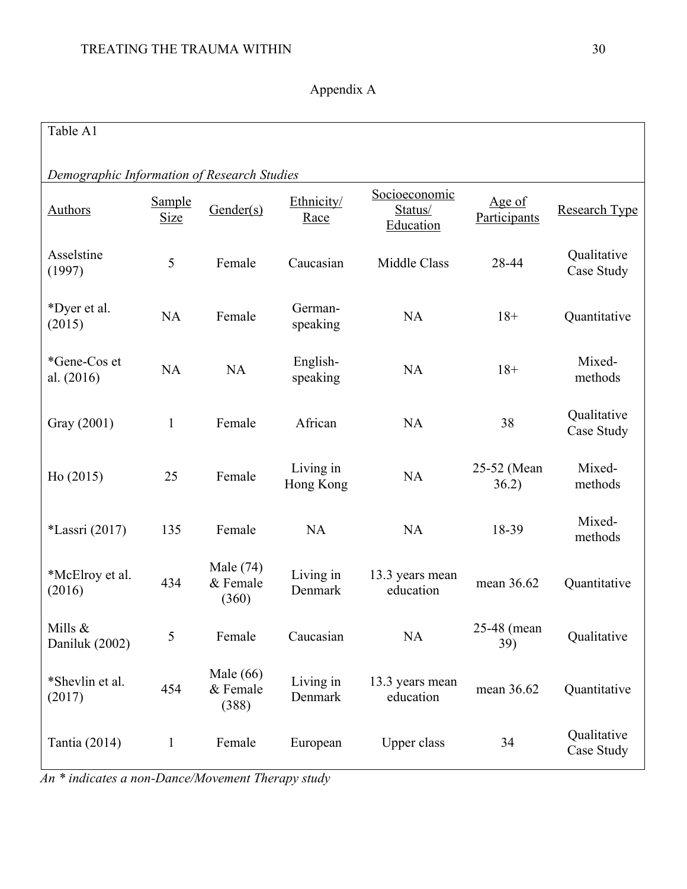# Appendix A

Table A1

*Demographic Information of Research Studies*

| Authors | Sample Size | Gender(s) | Ethnicity/ Race | Socioeconomic Status/ Education | Age of Participants | Research Type |
|---|---|---|---|---|---|---|
| Asselstine (1997) | 5 | Female | Caucasian | Middle Class | 28-44 | Qualitative Case Study |
| *Dyer et al. (2015) | NA | Female | German-speaking | NA | 18+ | Quantitative |
| *Gene-Cos et al. (2016) | NA | NA | English-speaking | NA | 18+ | Mixed-methods |
| Gray (2001) | 1 | Female | African | NA | 38 | Qualitative Case Study |
| Ho (2015) | 25 | Female | Living in Hong Kong | NA | 25-52 (Mean 36.2) | Mixed-methods |
| *Lassri (2017) | 135 | Female | NA | NA | 18-39 | Mixed-methods |
| *McElroy et al. (2016) | 434 | Male (74) & Female (360) | Living in Denmark | 13.3 years mean education | mean 36.62 | Quantitative |
| Mills & Daniluk (2002) | 5 | Female | Caucasian | NA | 25-48 (mean 39) | Qualitative |
| *Shevlin et al. (2017) | 454 | Male (66) & Female (388) | Living in Denmark | 13.3 years mean education | mean 36.62 | Quantitative |
| Tantia (2014) | 1 | Female | European | Upper class | 34 | Qualitative Case Study |

*An * indicates a non-Dance/Movement Therapy study*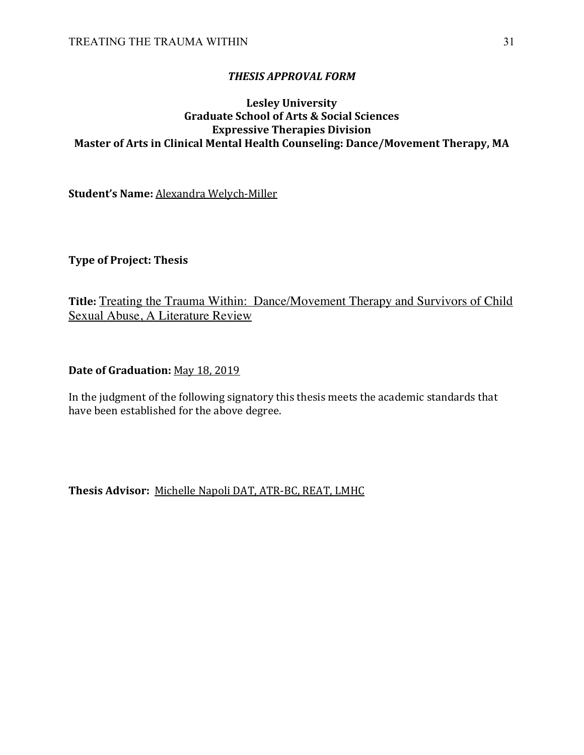***THESIS APPROVAL FORM***

**Lesley University**
**Graduate School of Arts & Social Sciences**
**Expressive Therapies Division**
**Master of Arts in Clinical Mental Health Counseling: Dance/Movement Therapy, MA**

**Student's Name:** Alexandra Welych-Miller

**Type of Project: Thesis**

**Title:** Treating the Trauma Within: Dance/Movement Therapy and Survivors of Child Sexual Abuse, A Literature Review

**Date of Graduation:** May 18, 2019

In the judgment of the following signatory this thesis meets the academic standards that have been established for the above degree.

**Thesis Advisor:** Michelle Napoli DAT, ATR-BC, REAT, LMHC